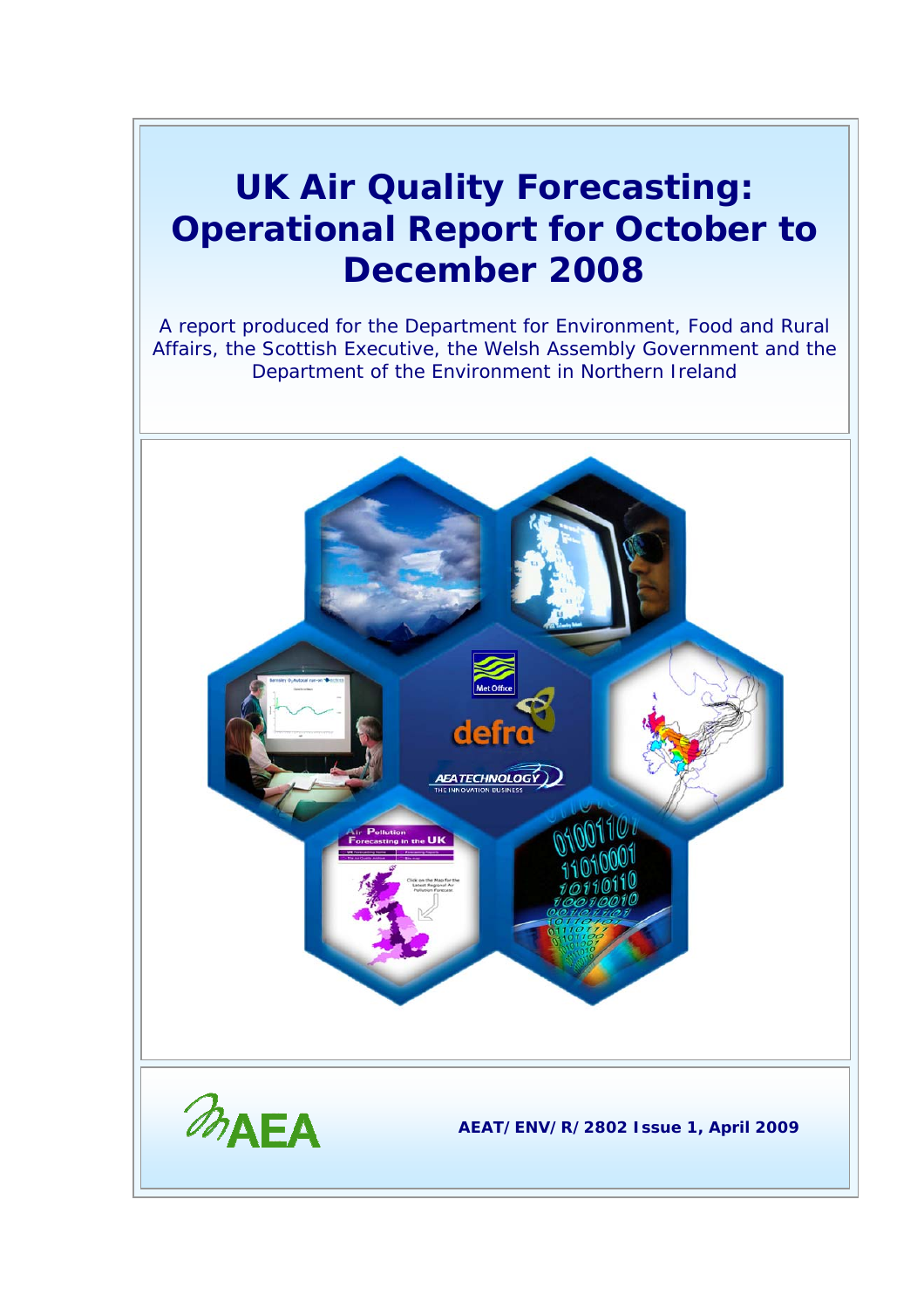# UK Air Quality Forecasting: Operational Report for October to December 2008

A report produced for the Department for Environment, Food and Rural Affairs, the Scottish Executive, the Welsh Assembly Government and the Department of the Environment in Northern Ireland

AEA

**AEAT/ENV/R/2802 Issue 1, April 2009**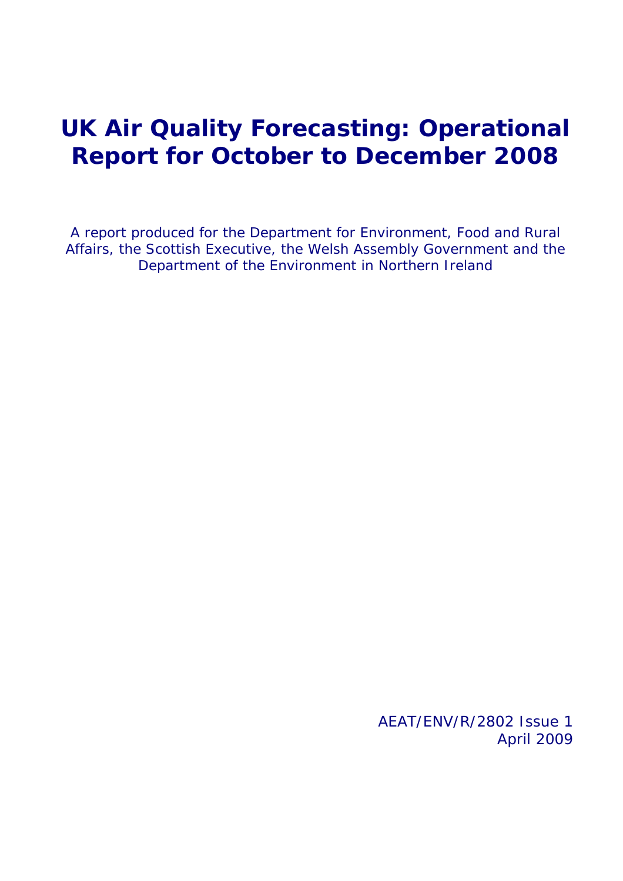# UK Air Quality Forecasting: Operational Report for October to December 2008

A report produced for the Department for Environment, Food and Rural Affairs, the Scottish Executive, the Welsh Assembly Government and the Department of the Environment in Northern Ireland

AEAT/ENV/R/2802 Issue 1
April 2009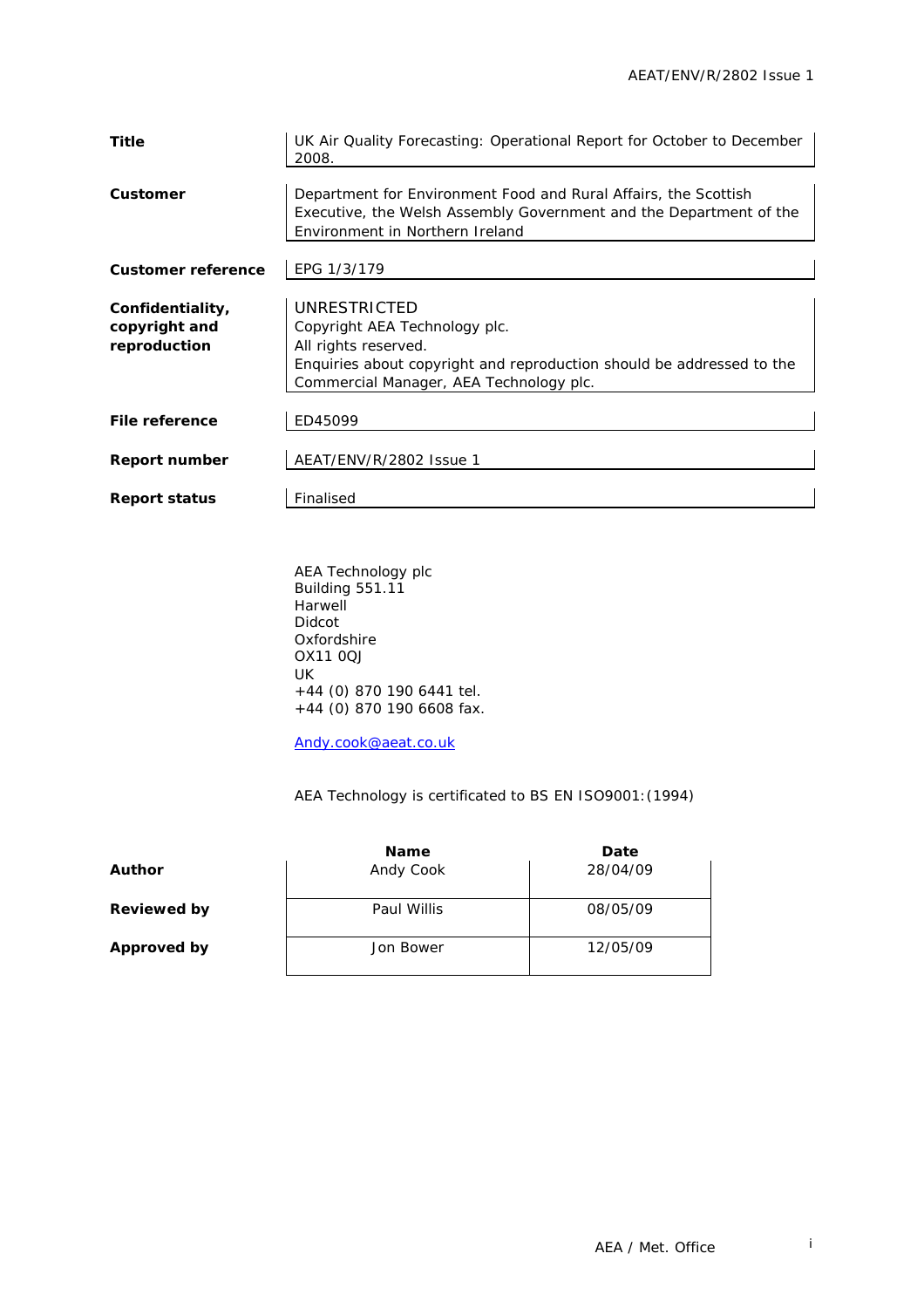| | |
|---|---|
| **Title** | UK Air Quality Forecasting: Operational Report for October to December 2008. |
| **Customer** | Department for Environment Food and Rural Affairs, the Scottish Executive, the Welsh Assembly Government and the Department of the Environment in Northern Ireland |
| **Customer reference** | EPG 1/3/179 |
| **Confidentiality, copyright and reproduction** | UNRESTRICTED<br>Copyright AEA Technology plc.<br>All rights reserved.<br>Enquiries about copyright and reproduction should be addressed to the Commercial Manager, AEA Technology plc. |
| **File reference** | ED45099 |
| **Report number** | AEAT/ENV/R/2802 Issue 1 |
| **Report status** | Finalised |

AEA Technology plc
Building 551.11
Harwell
Didcot
Oxfordshire
OX11 0QJ
UK
+44 (0) 870 190 6441 tel.
+44 (0) 870 190 6608 fax.

Andy.cook@aeat.co.uk

AEA Technology is certificated to BS EN ISO9001:(1994)

| | Name | Date |
|---|---|---|
| **Author** | Andy Cook | 28/04/09 |
| **Reviewed by** | Paul Willis | 08/05/09 |
| **Approved by** | Jon Bower | 12/05/09 |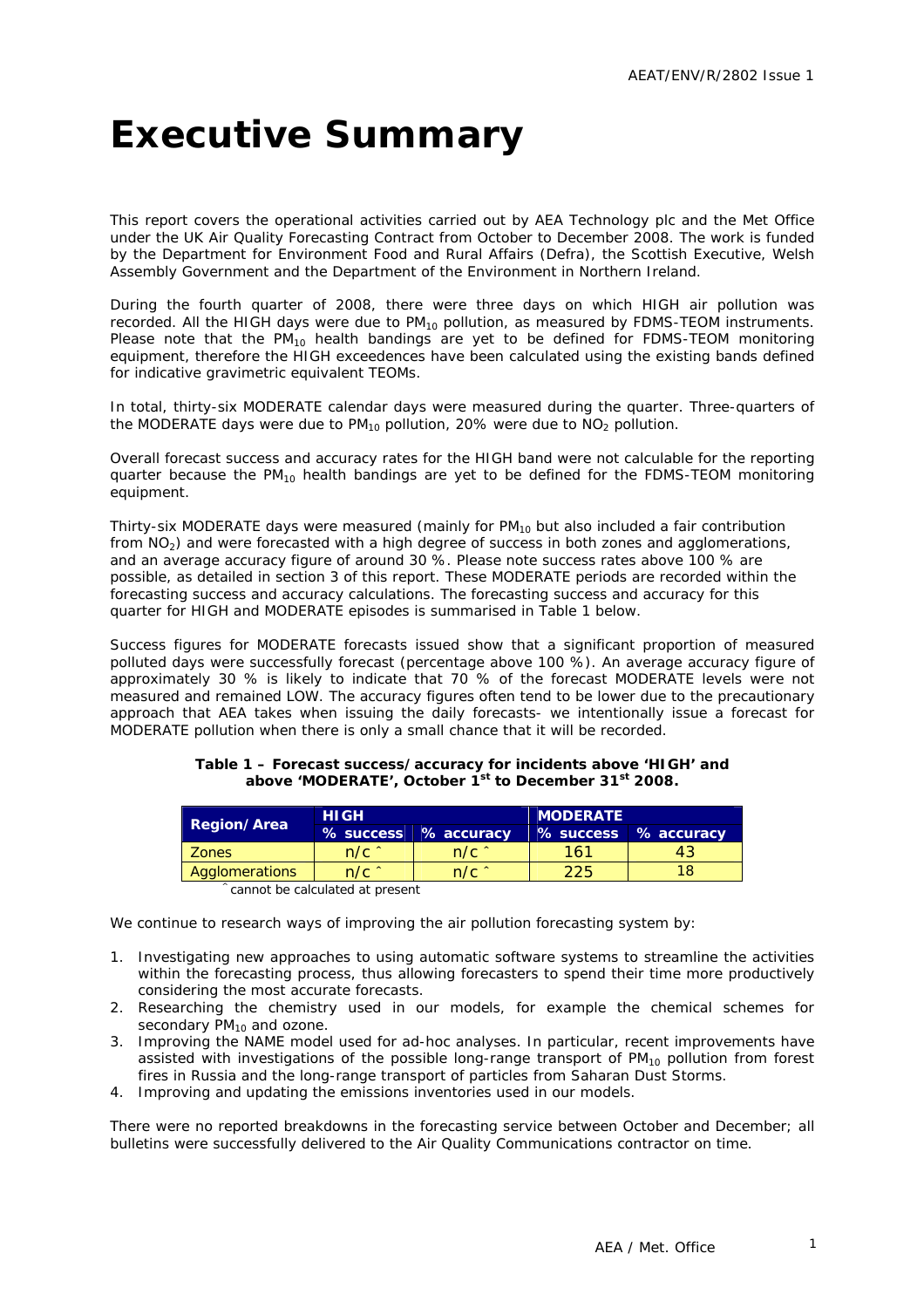# Executive Summary

This report covers the operational activities carried out by AEA Technology plc and the Met Office under the UK Air Quality Forecasting Contract from October to December 2008. The work is funded by the Department for Environment Food and Rural Affairs (Defra), the Scottish Executive, Welsh Assembly Government and the Department of the Environment in Northern Ireland.

During the fourth quarter of 2008, there were three days on which HIGH air pollution was recorded. All the HIGH days were due to $PM_{10}$ pollution, as measured by FDMS-TEOM instruments. Please note that the $PM_{10}$ health bandings are yet to be defined for FDMS-TEOM monitoring equipment, therefore the HIGH exceedences have been calculated using the existing bands defined for indicative gravimetric equivalent TEOMs.

In total, thirty-six MODERATE calendar days were measured during the quarter. Three-quarters of the MODERATE days were due to $PM_{10}$ pollution, 20% were due to $NO_2$ pollution.

Overall forecast success and accuracy rates for the HIGH band were not calculable for the reporting quarter because the $PM_{10}$ health bandings are yet to be defined for the FDMS-TEOM monitoring equipment.

Thirty-six MODERATE days were measured (mainly for $PM_{10}$ but also included a fair contribution from $NO_2$) and were forecasted with a high degree of success in both zones and agglomerations, and an average accuracy figure of around 30 %. Please note success rates above 100 % are possible, as detailed in section 3 of this report. These MODERATE periods are recorded within the forecasting success and accuracy calculations. The forecasting success and accuracy for this quarter for HIGH and MODERATE episodes is summarised in Table 1 below.

Success figures for MODERATE forecasts issued show that a significant proportion of measured polluted days were successfully forecast (percentage above 100 %). An average accuracy figure of approximately 30 % is likely to indicate that 70 % of the forecast MODERATE levels were not measured and remained LOW. The accuracy figures often tend to be lower due to the precautionary approach that AEA takes when issuing the daily forecasts- we intentionally issue a forecast for MODERATE pollution when there is only a small chance that it will be recorded.

**Table 1 – Forecast success/accuracy for incidents above 'HIGH' and above 'MODERATE', October 1st to December 31st 2008.**

| Region/Area | HIGH | | MODERATE | |
|---|---|---|---|---|
| | % success | % accuracy | % success | % accuracy |
| Zones | n/c ^ | n/c ^ | 161 | 43 |
| Agglomerations | n/c ^ | n/c ^ | 225 | 18 |

^ cannot be calculated at present

We continue to research ways of improving the air pollution forecasting system by:

1. Investigating new approaches to using automatic software systems to streamline the activities within the forecasting process, thus allowing forecasters to spend their time more productively considering the most accurate forecasts.
2. Researching the chemistry used in our models, for example the chemical schemes for secondary $PM_{10}$ and ozone.
3. Improving the NAME model used for ad-hoc analyses. In particular, recent improvements have assisted with investigations of the possible long-range transport of $PM_{10}$ pollution from forest fires in Russia and the long-range transport of particles from Saharan Dust Storms.
4. Improving and updating the emissions inventories used in our models.

There were no reported breakdowns in the forecasting service between October and December; all bulletins were successfully delivered to the Air Quality Communications contractor on time.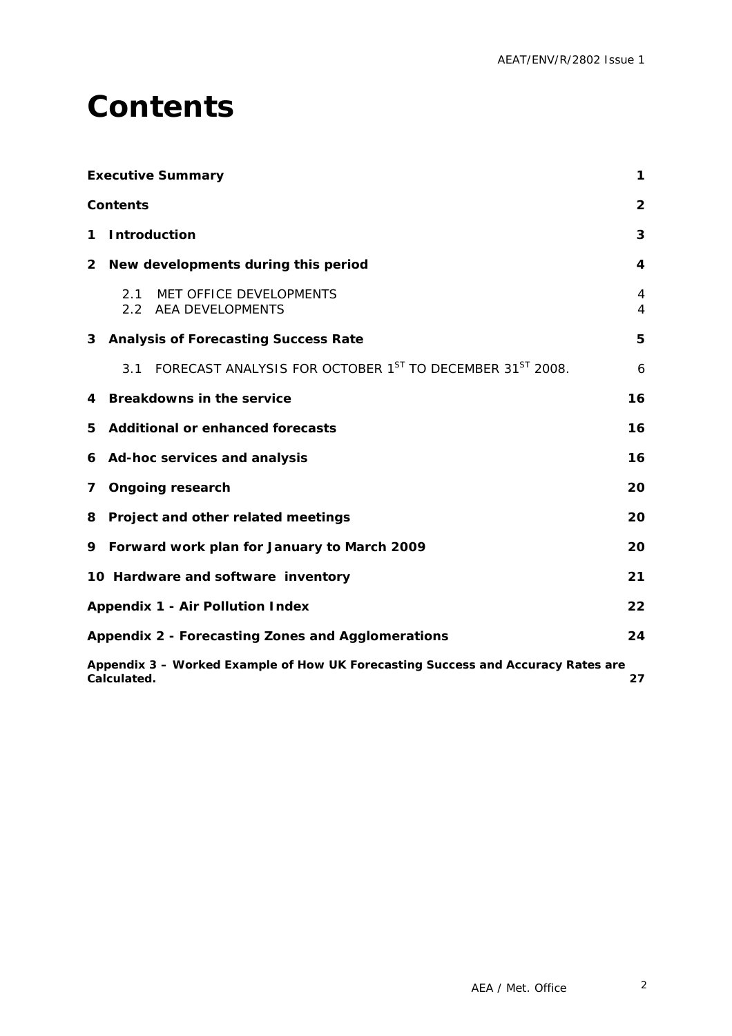# Contents

| | |
|---|---|
| **Executive Summary** | **1** |
| **Contents** | **2** |
| **1 Introduction** | **3** |
| **2 New developments during this period** | **4** |
| 2.1 MET OFFICE DEVELOPMENTS | 4 |
| 2.2 AEA DEVELOPMENTS | 4 |
| **3 Analysis of Forecasting Success Rate** | **5** |
| 3.1 FORECAST ANALYSIS FOR OCTOBER 1ST TO DECEMBER 31ST 2008. | 6 |
| **4 Breakdowns in the service** | **16** |
| **5 Additional or enhanced forecasts** | **16** |
| **6 Ad-hoc services and analysis** | **16** |
| **7 Ongoing research** | **20** |
| **8 Project and other related meetings** | **20** |
| **9 Forward work plan for January to March 2009** | **20** |
| **10 Hardware and software inventory** | **21** |
| **Appendix 1 - Air Pollution Index** | **22** |
| **Appendix 2 - Forecasting Zones and Agglomerations** | **24** |
| **Appendix 3 – Worked Example of How UK Forecasting Success and Accuracy Rates are Calculated.** | **27** |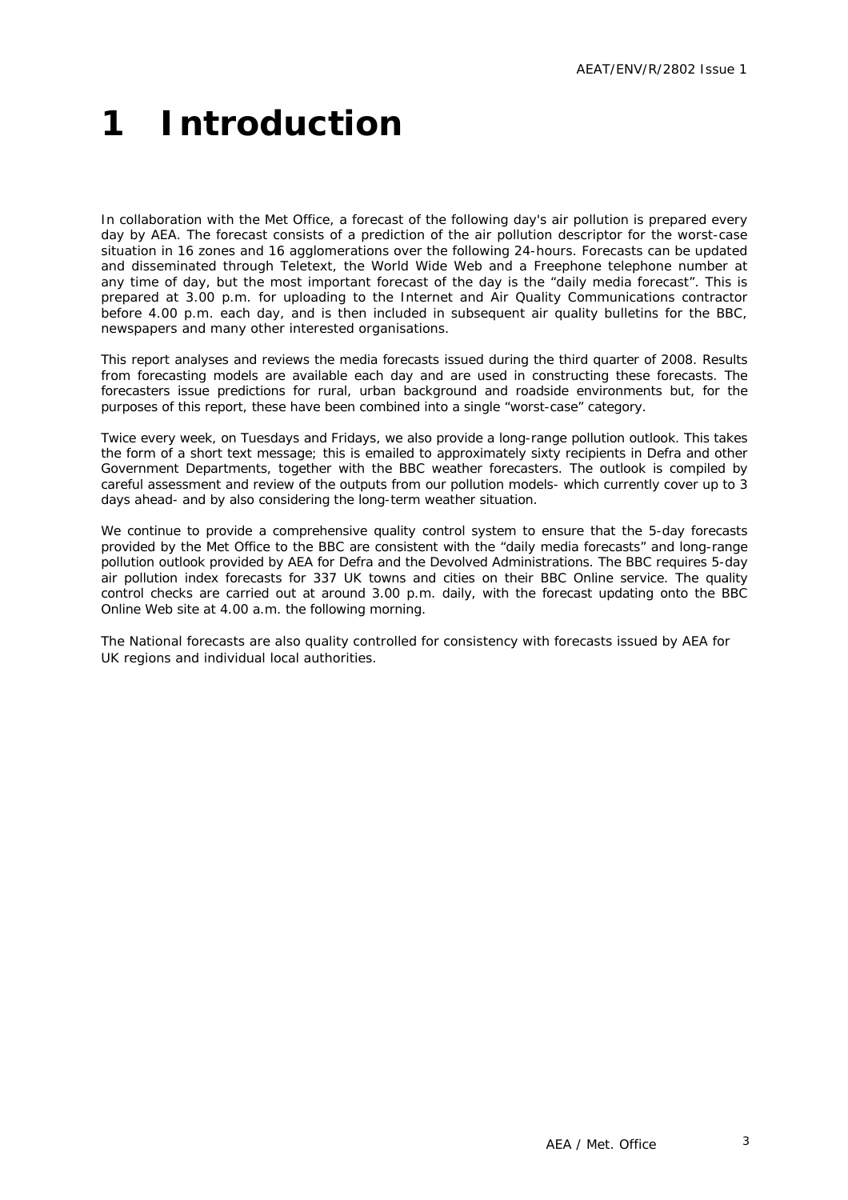# 1 Introduction

In collaboration with the Met Office, a forecast of the following day's air pollution is prepared every day by AEA. The forecast consists of a prediction of the air pollution descriptor for the worst-case situation in 16 zones and 16 agglomerations over the following 24-hours. Forecasts can be updated and disseminated through Teletext, the World Wide Web and a Freephone telephone number at any time of day, but the most important forecast of the day is the "daily media forecast". This is prepared at 3.00 p.m. for uploading to the Internet and Air Quality Communications contractor before 4.00 p.m. each day, and is then included in subsequent air quality bulletins for the BBC, newspapers and many other interested organisations.

This report analyses and reviews the media forecasts issued during the third quarter of 2008. Results from forecasting models are available each day and are used in constructing these forecasts. The forecasters issue predictions for rural, urban background and roadside environments but, for the purposes of this report, these have been combined into a single "worst-case" category.

Twice every week, on Tuesdays and Fridays, we also provide a long-range pollution outlook. This takes the form of a short text message; this is emailed to approximately sixty recipients in Defra and other Government Departments, together with the BBC weather forecasters. The outlook is compiled by careful assessment and review of the outputs from our pollution models- which currently cover up to 3 days ahead- and by also considering the long-term weather situation.

We continue to provide a comprehensive quality control system to ensure that the 5-day forecasts provided by the Met Office to the BBC are consistent with the "daily media forecasts" and long-range pollution outlook provided by AEA for Defra and the Devolved Administrations. The BBC requires 5-day air pollution index forecasts for 337 UK towns and cities on their BBC Online service. The quality control checks are carried out at around 3.00 p.m. daily, with the forecast updating onto the BBC Online Web site at 4.00 a.m. the following morning.

The National forecasts are also quality controlled for consistency with forecasts issued by AEA for UK regions and individual local authorities.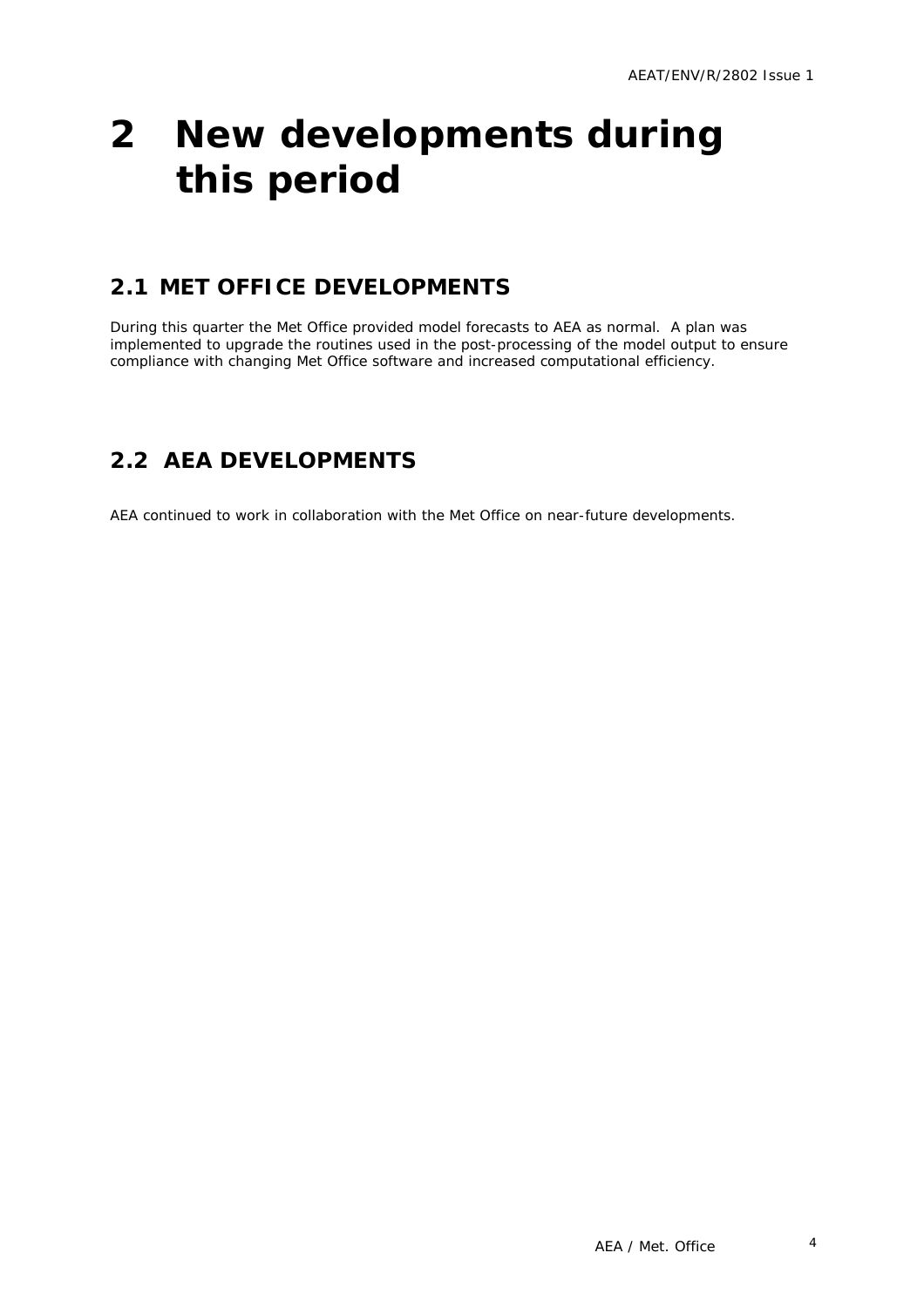# 2 New developments during this period

## 2.1 MET OFFICE DEVELOPMENTS

During this quarter the Met Office provided model forecasts to AEA as normal. A plan was implemented to upgrade the routines used in the post-processing of the model output to ensure compliance with changing Met Office software and increased computational efficiency.

## 2.2 AEA DEVELOPMENTS

AEA continued to work in collaboration with the Met Office on near-future developments.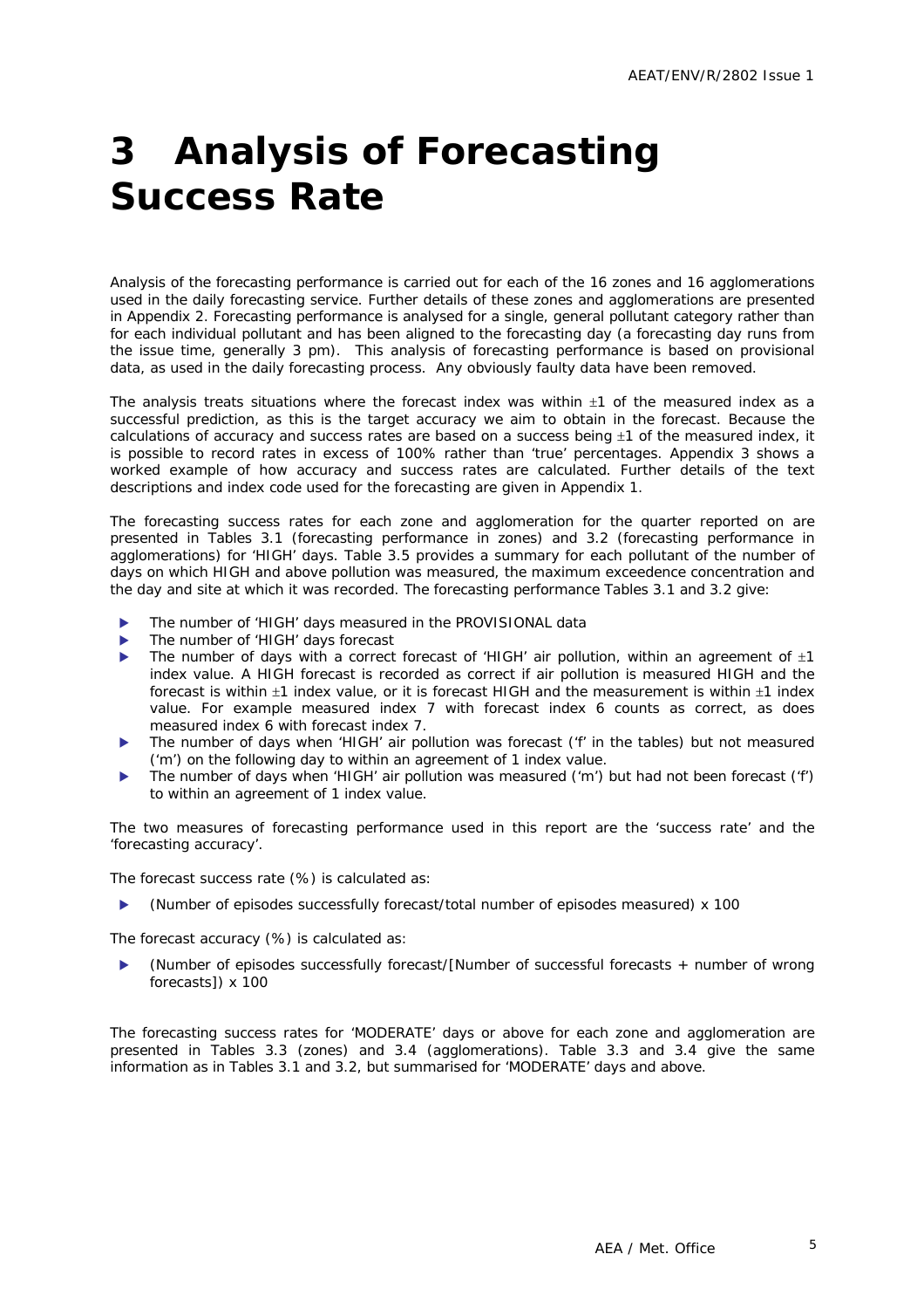# 3 Analysis of Forecasting Success Rate

Analysis of the forecasting performance is carried out for each of the 16 zones and 16 agglomerations used in the daily forecasting service. Further details of these zones and agglomerations are presented in Appendix 2. Forecasting performance is analysed for a single, general pollutant category rather than for each individual pollutant and has been aligned to the forecasting day (a forecasting day runs from the issue time, generally 3 pm). This analysis of forecasting performance is based on provisional data, as used in the daily forecasting process. Any obviously faulty data have been removed.

The analysis treats situations where the forecast index was within ±1 of the measured index as a successful prediction, as this is the target accuracy we aim to obtain in the forecast. Because the calculations of accuracy and success rates are based on a success being ±1 of the measured index, it is possible to record rates in excess of 100% rather than 'true' percentages. Appendix 3 shows a worked example of how accuracy and success rates are calculated. Further details of the text descriptions and index code used for the forecasting are given in Appendix 1.

The forecasting success rates for each zone and agglomeration for the quarter reported on are presented in Tables 3.1 (forecasting performance in zones) and 3.2 (forecasting performance in agglomerations) for 'HIGH' days. Table 3.5 provides a summary for each pollutant of the number of days on which HIGH and above pollution was measured, the maximum exceedence concentration and the day and site at which it was recorded. The forecasting performance Tables 3.1 and 3.2 give:

- The number of 'HIGH' days measured in the PROVISIONAL data
- The number of 'HIGH' days forecast
- The number of days with a correct forecast of 'HIGH' air pollution, within an agreement of ±1 index value. A HIGH forecast is recorded as correct if air pollution is measured HIGH and the forecast is within ±1 index value, or it is forecast HIGH and the measurement is within ±1 index value. For example measured index 7 with forecast index 6 counts as correct, as does measured index 6 with forecast index 7.
- The number of days when 'HIGH' air pollution was forecast ('f' in the tables) but not measured ('m') on the following day to within an agreement of 1 index value.
- The number of days when 'HIGH' air pollution was measured ('m') but had not been forecast ('f') to within an agreement of 1 index value.

The two measures of forecasting performance used in this report are the 'success rate' and the 'forecasting accuracy'.

The forecast success rate (%) is calculated as:

- (Number of episodes successfully forecast/total number of episodes measured) x 100

The forecast accuracy (%) is calculated as:

- (Number of episodes successfully forecast/[Number of successful forecasts + number of wrong forecasts]) x 100

The forecasting success rates for 'MODERATE' days or above for each zone and agglomeration are presented in Tables 3.3 (zones) and 3.4 (agglomerations). Table 3.3 and 3.4 give the same information as in Tables 3.1 and 3.2, but summarised for 'MODERATE' days and above.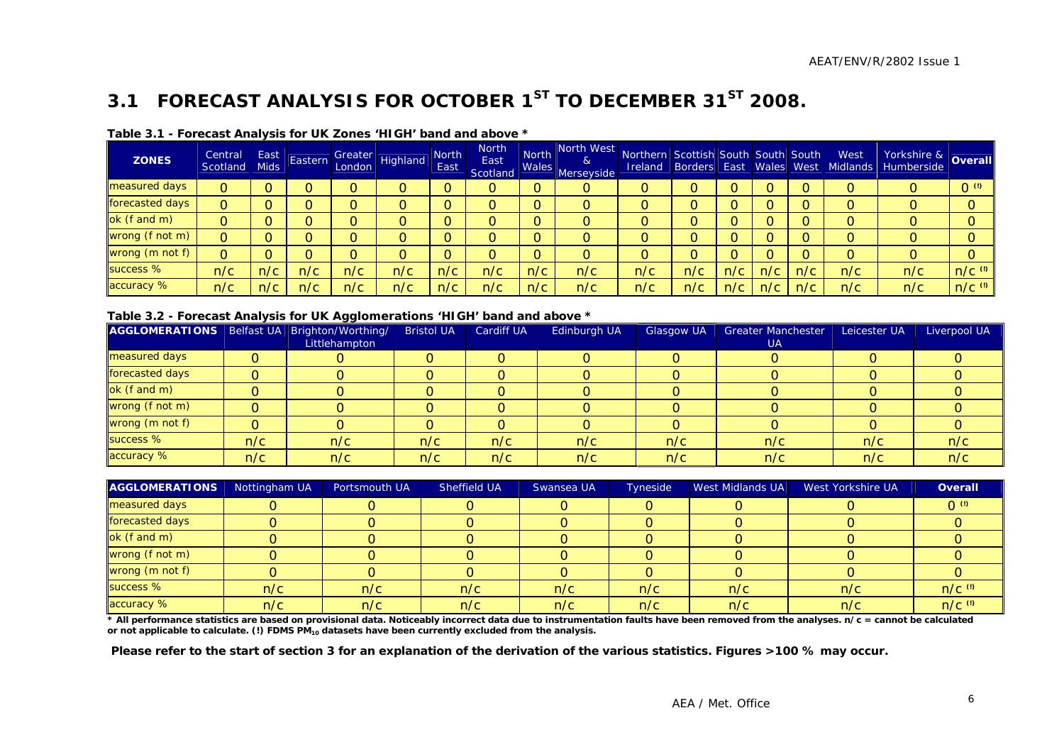## 3.1 FORECAST ANALYSIS FOR OCTOBER 1ST TO DECEMBER 31ST 2008.

**Table 3.1 - Forecast Analysis for UK Zones 'HIGH' band and above ***

| ZONES | Central Scotland | East Mids | Eastern | Greater London | Highland | North East | North East Scotland | North Wales | North West & Merseyside | Northern Ireland | Scottish Borders | South East | South Wales | South West | West Midlands | Yorkshire & Humberside | Overall |
|---|---|---|---|---|---|---|---|---|---|---|---|---|---|---|---|---|---|
| measured days | 0 | 0 | 0 | 0 | 0 | 0 | 0 | 0 | 0 | 0 | 0 | 0 | 0 | 0 | 0 | 0 | 0 (!) |
| forecasted days | 0 | 0 | 0 | 0 | 0 | 0 | 0 | 0 | 0 | 0 | 0 | 0 | 0 | 0 | 0 | 0 | 0 |
| ok (f and m) | 0 | 0 | 0 | 0 | 0 | 0 | 0 | 0 | 0 | 0 | 0 | 0 | 0 | 0 | 0 | 0 | 0 |
| wrong (f not m) | 0 | 0 | 0 | 0 | 0 | 0 | 0 | 0 | 0 | 0 | 0 | 0 | 0 | 0 | 0 | 0 | 0 |
| wrong (m not f) | 0 | 0 | 0 | 0 | 0 | 0 | 0 | 0 | 0 | 0 | 0 | 0 | 0 | 0 | 0 | 0 | 0 |
| success % | n/c | n/c | n/c | n/c | n/c | n/c | n/c | n/c | n/c | n/c | n/c | n/c | n/c | n/c | n/c | n/c | n/c (!) |
| accuracy % | n/c | n/c | n/c | n/c | n/c | n/c | n/c | n/c | n/c | n/c | n/c | n/c | n/c | n/c | n/c | n/c | n/c (!) |

**Table 3.2 - Forecast Analysis for UK Agglomerations 'HIGH' band and above ***

| AGGLOMERATIONS | Belfast UA | Brighton/Worthing/ Littlehampton | Bristol UA | Cardiff UA | Edinburgh UA | Glasgow UA | Greater Manchester UA | Leicester UA | Liverpool UA |
|---|---|---|---|---|---|---|---|---|---|
| measured days | 0 | 0 | 0 | 0 | 0 | 0 | 0 | 0 | 0 |
| forecasted days | 0 | 0 | 0 | 0 | 0 | 0 | 0 | 0 | 0 |
| ok (f and m) | 0 | 0 | 0 | 0 | 0 | 0 | 0 | 0 | 0 |
| wrong (f not m) | 0 | 0 | 0 | 0 | 0 | 0 | 0 | 0 | 0 |
| wrong (m not f) | 0 | 0 | 0 | 0 | 0 | 0 | 0 | 0 | 0 |
| success % | n/c | n/c | n/c | n/c | n/c | n/c | n/c | n/c | n/c |
| accuracy % | n/c | n/c | n/c | n/c | n/c | n/c | n/c | n/c | n/c |

| AGGLOMERATIONS | Nottingham UA | Portsmouth UA | Sheffield UA | Swansea UA | Tyneside | West Midlands UA | West Yorkshire UA | Overall |
|---|---|---|---|---|---|---|---|---|
| measured days | 0 | 0 | 0 | 0 | 0 | 0 | 0 | 0 (!) |
| forecasted days | 0 | 0 | 0 | 0 | 0 | 0 | 0 | 0 |
| ok (f and m) | 0 | 0 | 0 | 0 | 0 | 0 | 0 | 0 |
| wrong (f not m) | 0 | 0 | 0 | 0 | 0 | 0 | 0 | 0 |
| wrong (m not f) | 0 | 0 | 0 | 0 | 0 | 0 | 0 | 0 |
| success % | n/c | n/c | n/c | n/c | n/c | n/c | n/c | n/c (!) |
| accuracy % | n/c | n/c | n/c | n/c | n/c | n/c | n/c | n/c (!) |

**\* All performance statistics are based on provisional data. Noticeably incorrect data due to instrumentation faults have been removed from the analyses. n/c = cannot be calculated or not applicable to calculate. (!) FDMS $PM_{10}$ datasets have been currently excluded from the analysis.**

**Please refer to the start of section 3 for an explanation of the derivation of the various statistics. Figures >100 % may occur.**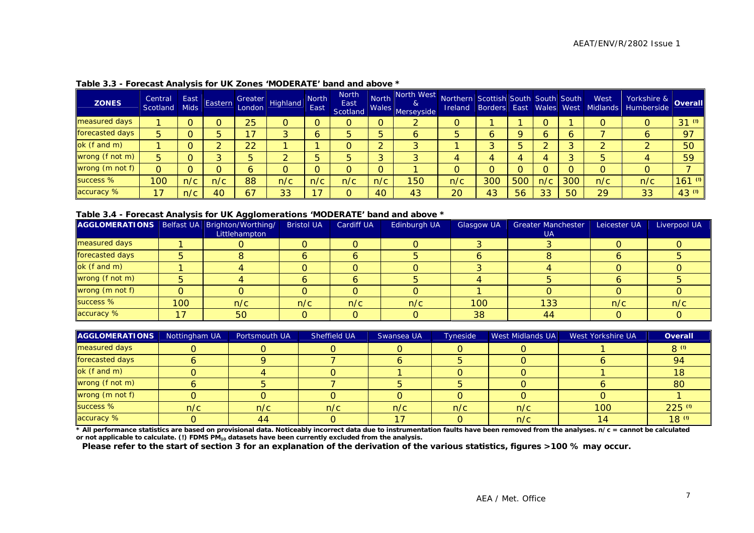**Table 3.3 - Forecast Analysis for UK Zones 'MODERATE' band and above ***

| ZONES | Central Scotland | East Mids | Eastern | Greater London | Highland | North East | North East Scotland | North Wales | North West & Merseyside | Northern Ireland | Scottish Borders | South East | South Wales | South West | West Midlands | Yorkshire & Humberside | Overall |
|---|---|---|---|---|---|---|---|---|---|---|---|---|---|---|---|---|---|
| measured days | 1 | 0 | 0 | 25 | 0 | 0 | 0 | 0 | 2 | 0 | 1 | 1 | 0 | 1 | 0 | 0 | 31 (!) |
| forecasted days | 5 | 0 | 5 | 17 | 3 | 6 | 5 | 5 | 6 | 5 | 6 | 9 | 6 | 6 | 7 | 6 | 97 |
| ok (f and m) | 1 | 0 | 2 | 22 | 1 | 1 | 0 | 2 | 3 | 1 | 3 | 5 | 2 | 3 | 2 | 2 | 50 |
| wrong (f not m) | 5 | 0 | 3 | 5 | 2 | 5 | 5 | 3 | 3 | 4 | 4 | 4 | 4 | 3 | 5 | 4 | 59 |
| wrong (m not f) | 0 | 0 | 0 | 6 | 0 | 0 | 0 | 0 | 1 | 0 | 0 | 0 | 0 | 0 | 0 | 0 | 7 |
| success % | 100 | n/c | n/c | 88 | n/c | n/c | n/c | n/c | 150 | n/c | 300 | 500 | n/c | 300 | n/c | n/c | 161 (!) |
| accuracy % | 17 | n/c | 40 | 67 | 33 | 17 | 0 | 40 | 43 | 20 | 43 | 56 | 33 | 50 | 29 | 33 | 43 (!) |

**Table 3.4 - Forecast Analysis for UK Agglomerations 'MODERATE' band and above ***

| AGGLOMERATIONS | Belfast UA | Brighton/Worthing/ Littlehampton | Bristol UA | Cardiff UA | Edinburgh UA | Glasgow UA | Greater Manchester UA | Leicester UA | Liverpool UA |
|---|---|---|---|---|---|---|---|---|---|
| measured days | 1 | 0 | 0 | 0 | 0 | 3 | 3 | 0 | 0 |
| forecasted days | 5 | 8 | 6 | 6 | 5 | 6 | 8 | 6 | 5 |
| ok (f and m) | 1 | 4 | 0 | 0 | 0 | 3 | 4 | 0 | 0 |
| wrong (f not m) | 5 | 4 | 6 | 6 | 5 | 4 | 5 | 6 | 5 |
| wrong (m not f) | 0 | 0 | 0 | 0 | 0 | 1 | 0 | 0 | 0 |
| success % | 100 | n/c | n/c | n/c | n/c | 100 | 133 | n/c | n/c |
| accuracy % | 17 | 50 | 0 | 0 | 0 | 38 | 44 | 0 | 0 |

| AGGLOMERATIONS | Nottingham UA | Portsmouth UA | Sheffield UA | Swansea UA | Tyneside | West Midlands UA | West Yorkshire UA | Overall |
|---|---|---|---|---|---|---|---|---|
| measured days | 0 | 0 | 0 | 0 | 0 | 0 | 1 | 8 (!) |
| forecasted days | 6 | 9 | 7 | 6 | 5 | 0 | 6 | 94 |
| ok (f and m) | 0 | 4 | 0 | 1 | 0 | 0 | 1 | 18 |
| wrong (f not m) | 6 | 5 | 7 | 5 | 5 | 0 | 6 | 80 |
| wrong (m not f) | 0 | 0 | 0 | 0 | 0 | 0 | 0 | 1 |
| success % | n/c | n/c | n/c | n/c | n/c | n/c | 100 | 225 (!) |
| accuracy % | 0 | 44 | 0 | 17 | 0 | n/c | 14 | 18 (!) |

**\* All performance statistics are based on provisional data. Noticeably incorrect data due to instrumentation faults have been removed from the analyses. n/c = cannot be calculated or not applicable to calculate. (!) FDMS $PM_{10}$ datasets have been currently excluded from the analysis.**

**Please refer to the start of section 3 for an explanation of the derivation of the various statistics, figures >100 % may occur.**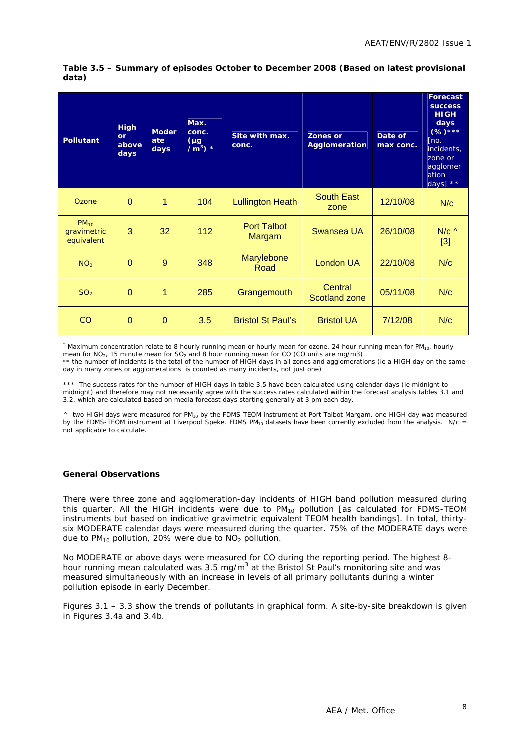**Table 3.5 – Summary of episodes October to December 2008 (Based on latest provisional data)**

| Pollutant | High or above days | Moderate days | Max. conc. (µg / m$^3$) * | Site with max. conc. | Zones or Agglomeration | Date of max conc. | Forecast success HIGH days (%)*** [no. incidents, zone or agglomeration days] ** |
|---|---|---|---|---|---|---|---|
| Ozone | 0 | 1 | 104 | Lullington Heath | South East zone | 12/10/08 | N/c |
| $PM_{10}$ gravimetric equivalent | 3 | 32 | 112 | Port Talbot Margam | Swansea UA | 26/10/08 | N/c ^ [3] |
| $NO_2$ | 0 | 9 | 348 | Marylebone Road | London UA | 22/10/08 | N/c |
| $SO_2$ | 0 | 1 | 285 | Grangemouth | Central Scotland zone | 05/11/08 | N/c |
| CO | 0 | 0 | 3.5 | Bristol St Paul's | Bristol UA | 7/12/08 | N/c |

* Maximum concentration relate to 8 hourly running mean or hourly mean for ozone, 24 hour running mean for $PM_{10}$, hourly mean for $NO_2$, 15 minute mean for $SO_2$ and 8 hour running mean for CO (CO units are mg/m3).
** the number of incidents is the total of the number of HIGH days in all zones and agglomerations (ie a HIGH day on the same day in many zones or agglomerations is counted as many incidents, not just one)

*** The success rates for the number of HIGH days in table 3.5 have been calculated using calendar days (ie midnight to midnight) and therefore may not necessarily agree with the success rates calculated within the forecast analysis tables 3.1 and 3.2, which are calculated based on media forecast days starting generally at 3 pm each day.

^ two HIGH days were measured for $PM_{10}$ by the FDMS-TEOM instrument at Port Talbot Margam. one HIGH day was measured by the FDMS-TEOM instrument at Liverpool Speke. FDMS $PM_{10}$ datasets have been currently excluded from the analysis. N/c = not applicable to calculate.

**General Observations**

There were three zone and agglomeration-day incidents of HIGH band pollution measured during this quarter. All the HIGH incidents were due to $PM_{10}$ pollution [as calculated for FDMS-TEOM instruments but based on indicative gravimetric equivalent TEOM health bandings]. In total, thirty-six MODERATE calendar days were measured during the quarter. 75% of the MODERATE days were due to $PM_{10}$ pollution, 20% were due to $NO_2$ pollution.

No MODERATE or above days were measured for CO during the reporting period. The highest 8-hour running mean calculated was 3.5 mg/m$^3$ at the Bristol St Paul's monitoring site and was measured simultaneously with an increase in levels of all primary pollutants during a winter pollution episode in early December.

Figures 3.1 – 3.3 show the trends of pollutants in graphical form. A site-by-site breakdown is given in Figures 3.4a and 3.4b.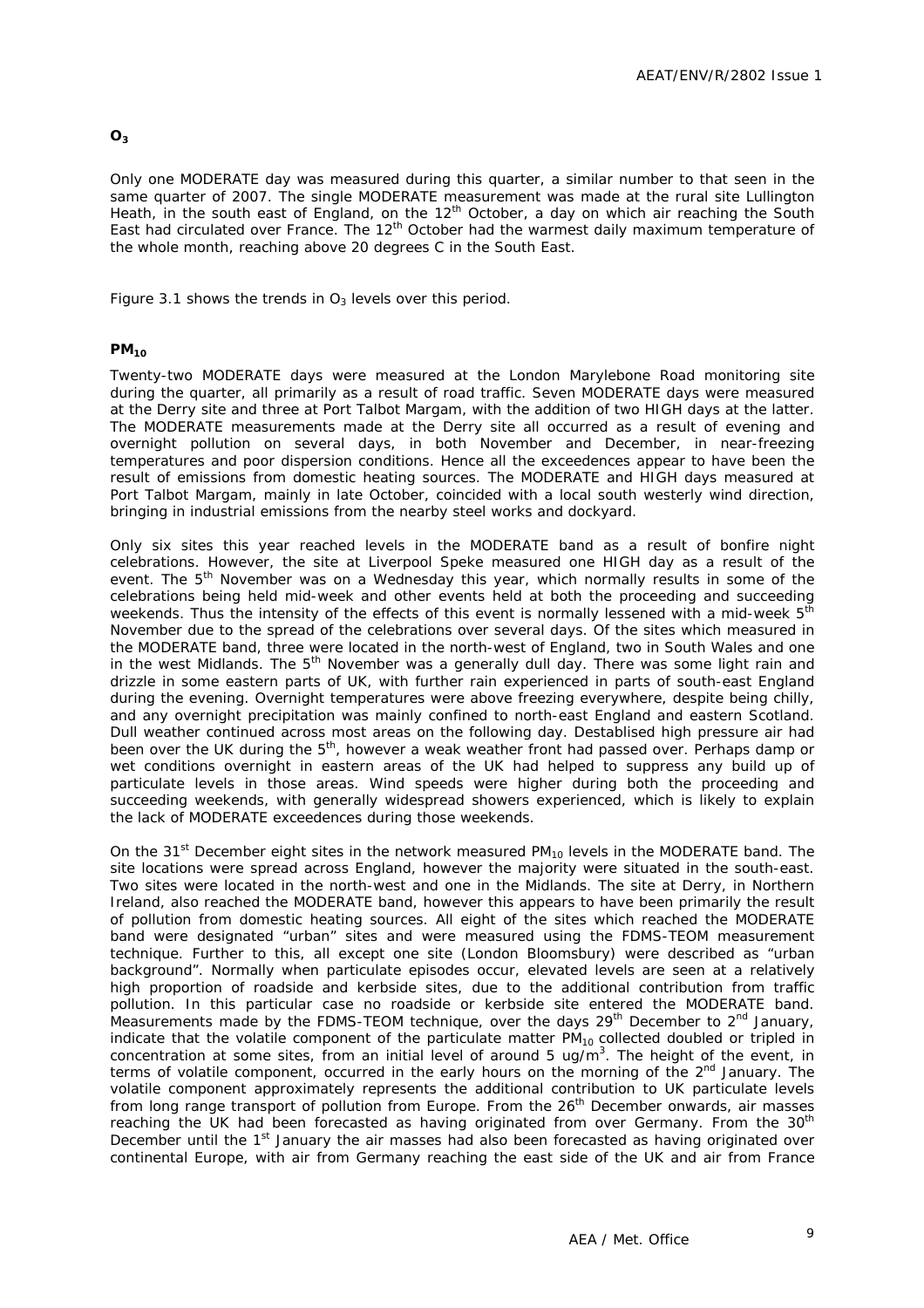## $O_3$

Only one MODERATE day was measured during this quarter, a similar number to that seen in the same quarter of 2007. The single MODERATE measurement was made at the rural site Lullington Heath, in the south east of England, on the 12th October, a day on which air reaching the South East had circulated over France. The 12th October had the warmest daily maximum temperature of the whole month, reaching above 20 degrees C in the South East.

Figure 3.1 shows the trends in $O_3$ levels over this period.

## $PM_{10}$

Twenty-two MODERATE days were measured at the London Marylebone Road monitoring site during the quarter, all primarily as a result of road traffic. Seven MODERATE days were measured at the Derry site and three at Port Talbot Margam, with the addition of two HIGH days at the latter. The MODERATE measurements made at the Derry site all occurred as a result of evening and overnight pollution on several days, in both November and December, in near-freezing temperatures and poor dispersion conditions. Hence all the exceedences appear to have been the result of emissions from domestic heating sources. The MODERATE and HIGH days measured at Port Talbot Margam, mainly in late October, coincided with a local south westerly wind direction, bringing in industrial emissions from the nearby steel works and dockyard.

Only six sites this year reached levels in the MODERATE band as a result of bonfire night celebrations. However, the site at Liverpool Speke measured one HIGH day as a result of the event. The 5th November was on a Wednesday this year, which normally results in some of the celebrations being held mid-week and other events held at both the proceeding and succeeding weekends. Thus the intensity of the effects of this event is normally lessened with a mid-week 5th November due to the spread of the celebrations over several days. Of the sites which measured in the MODERATE band, three were located in the north-west of England, two in South Wales and one in the west Midlands. The 5th November was a generally dull day. There was some light rain and drizzle in some eastern parts of UK, with further rain experienced in parts of south-east England during the evening. Overnight temperatures were above freezing everywhere, despite being chilly, and any overnight precipitation was mainly confined to north-east England and eastern Scotland. Dull weather continued across most areas on the following day. Destablised high pressure air had been over the UK during the 5th, however a weak weather front had passed over. Perhaps damp or wet conditions overnight in eastern areas of the UK had helped to suppress any build up of particulate levels in those areas. Wind speeds were higher during both the proceeding and succeeding weekends, with generally widespread showers experienced, which is likely to explain the lack of MODERATE exceedences during those weekends.

On the 31st December eight sites in the network measured $PM_{10}$ levels in the MODERATE band. The site locations were spread across England, however the majority were situated in the south-east. Two sites were located in the north-west and one in the Midlands. The site at Derry, in Northern Ireland, also reached the MODERATE band, however this appears to have been primarily the result of pollution from domestic heating sources. All eight of the sites which reached the MODERATE band were designated "urban" sites and were measured using the FDMS-TEOM measurement technique. Further to this, all except one site (London Bloomsbury) were described as "urban background". Normally when particulate episodes occur, elevated levels are seen at a relatively high proportion of roadside and kerbside sites, due to the additional contribution from traffic pollution. In this particular case no roadside or kerbside site entered the MODERATE band. Measurements made by the FDMS-TEOM technique, over the days 29th December to 2nd January, indicate that the volatile component of the particulate matter $PM_{10}$ collected doubled or tripled in concentration at some sites, from an initial level of around 5 $ug/m^3$. The height of the event, in terms of volatile component, occurred in the early hours on the morning of the 2nd January. The volatile component approximately represents the additional contribution to UK particulate levels from long range transport of pollution from Europe. From the 26th December onwards, air masses reaching the UK had been forecasted as having originated from over Germany. From the 30th December until the 1st January the air masses had also been forecasted as having originated over continental Europe, with air from Germany reaching the east side of the UK and air from France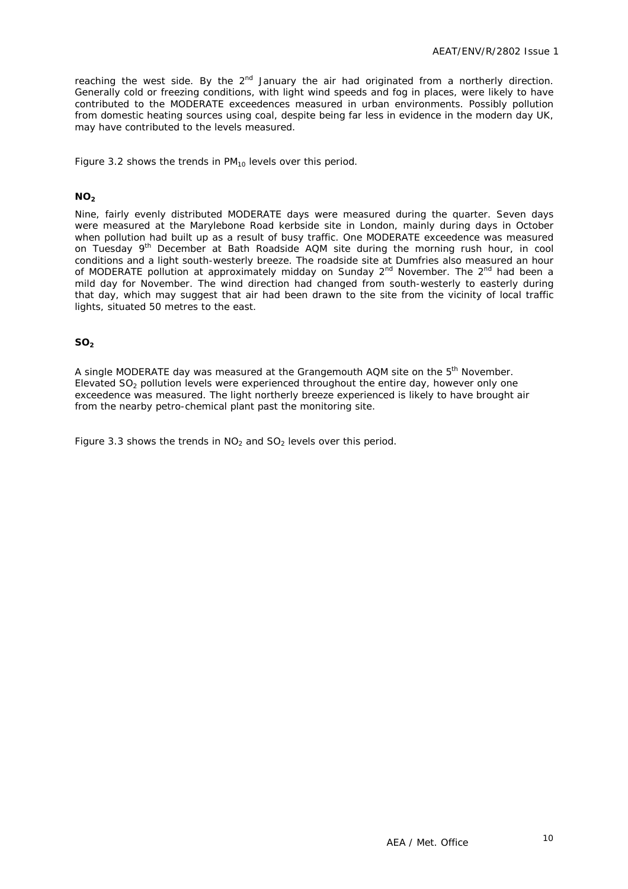reaching the west side. By the 2nd January the air had originated from a northerly direction. Generally cold or freezing conditions, with light wind speeds and fog in places, were likely to have contributed to the MODERATE exceedences measured in urban environments. Possibly pollution from domestic heating sources using coal, despite being far less in evidence in the modern day UK, may have contributed to the levels measured.

Figure 3.2 shows the trends in $PM_{10}$ levels over this period.

## $NO_2$

Nine, fairly evenly distributed MODERATE days were measured during the quarter. Seven days were measured at the Marylebone Road kerbside site in London, mainly during days in October when pollution had built up as a result of busy traffic. One MODERATE exceedence was measured on Tuesday 9th December at Bath Roadside AQM site during the morning rush hour, in cool conditions and a light south-westerly breeze. The roadside site at Dumfries also measured an hour of MODERATE pollution at approximately midday on Sunday 2nd November. The 2nd had been a mild day for November. The wind direction had changed from south-westerly to easterly during that day, which may suggest that air had been drawn to the site from the vicinity of local traffic lights, situated 50 metres to the east.

## $SO_2$

A single MODERATE day was measured at the Grangemouth AQM site on the 5th November. Elevated $SO_2$ pollution levels were experienced throughout the entire day, however only one exceedence was measured. The light northerly breeze experienced is likely to have brought air from the nearby petro-chemical plant past the monitoring site.

Figure 3.3 shows the trends in $NO_2$ and $SO_2$ levels over this period.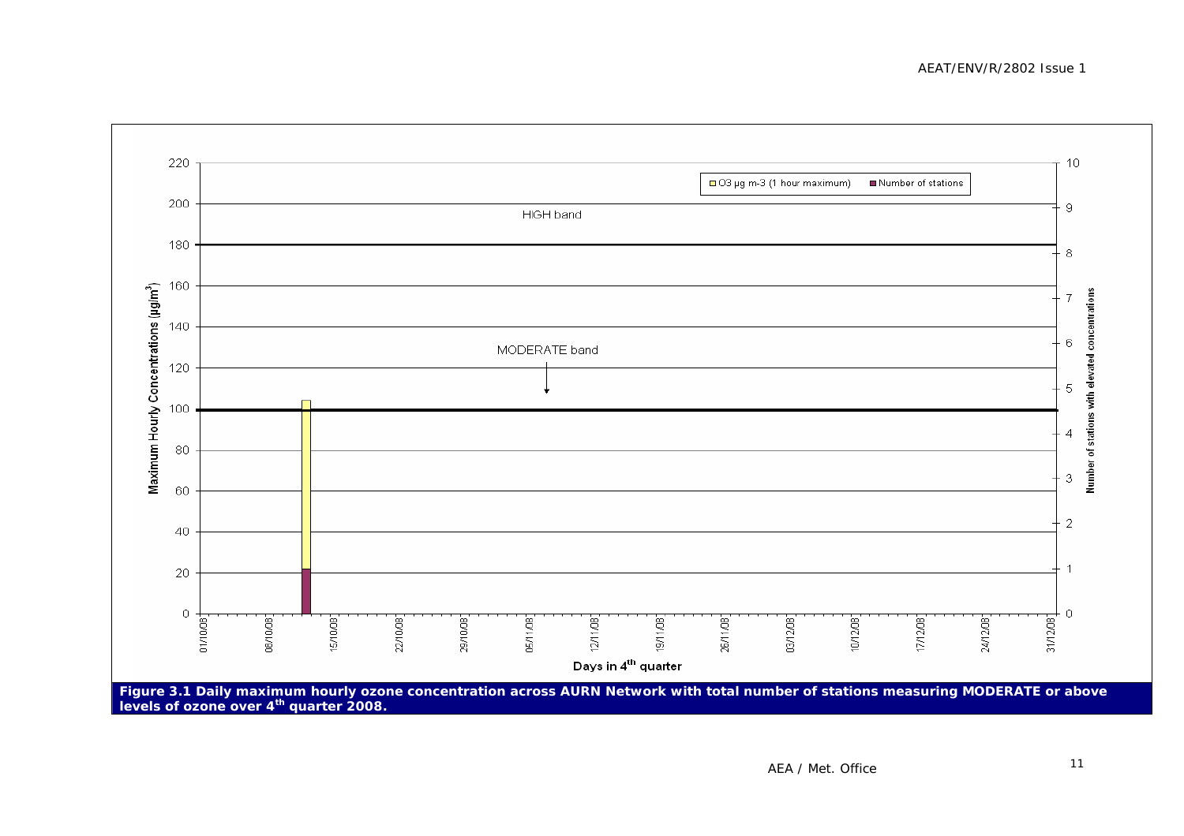**Figure 3.1 Daily maximum hourly ozone concentration across AURN Network with total number of stations measuring MODERATE or above levels of ozone over 4th quarter 2008.**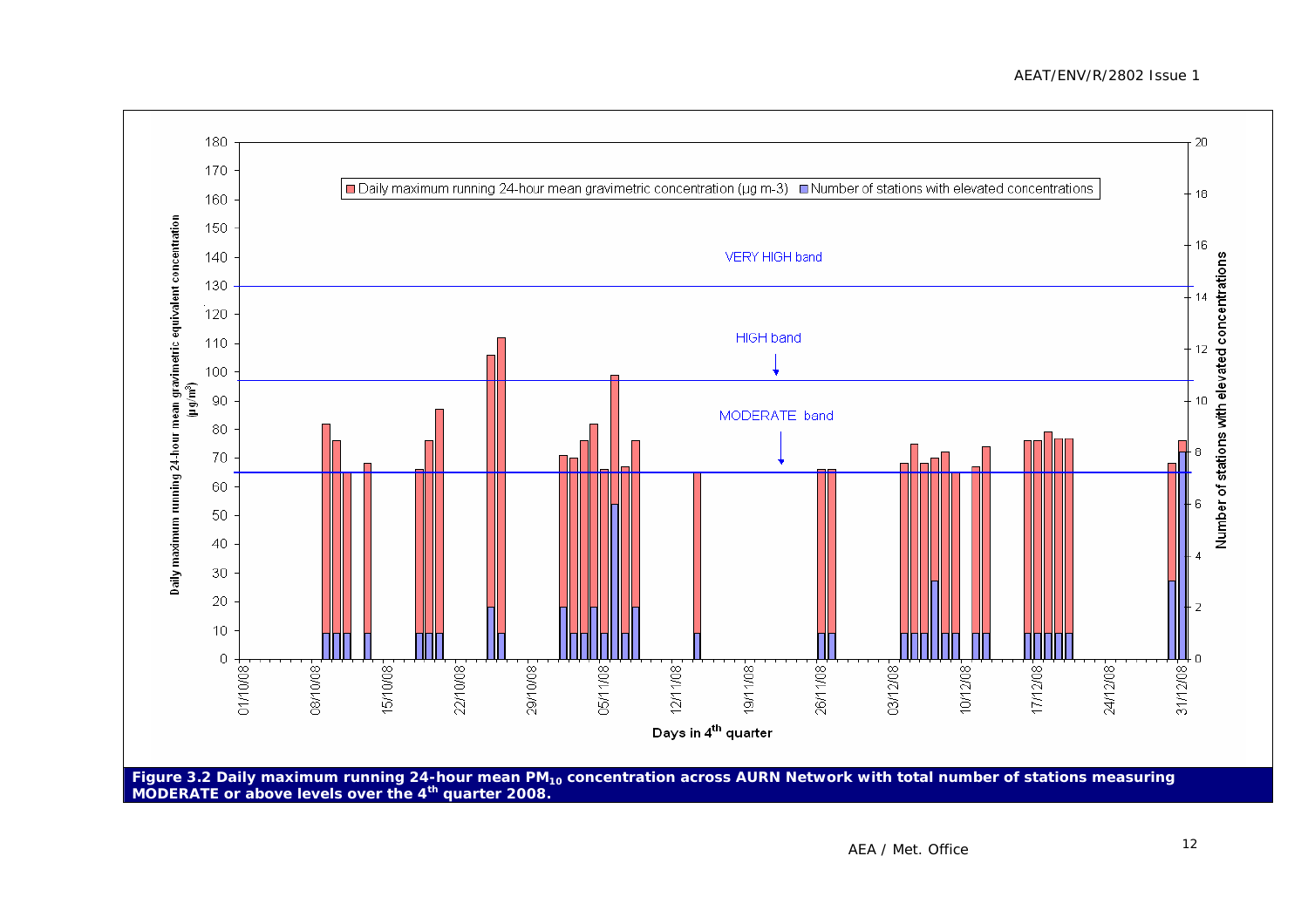**Figure 3.2 Daily maximum running 24-hour mean $PM_{10}$ concentration across AURN Network with total number of stations measuring MODERATE or above levels over the 4th quarter 2008.**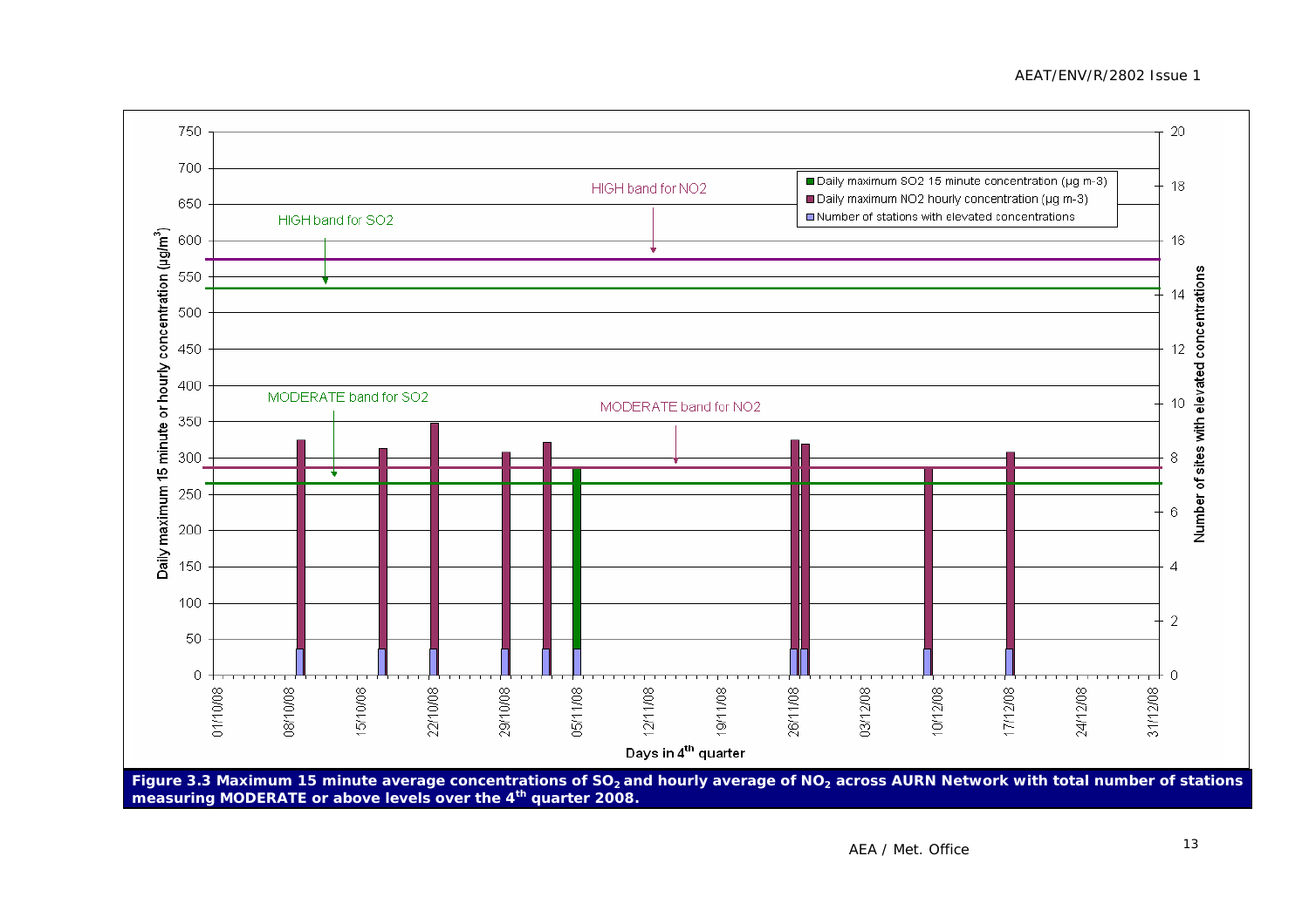Figure 3.3 Maximum 15 minute average concentrations of $SO_2$ and hourly average of $NO_2$ across AURN Network with total number of stations measuring MODERATE or above levels over the 4th quarter 2008.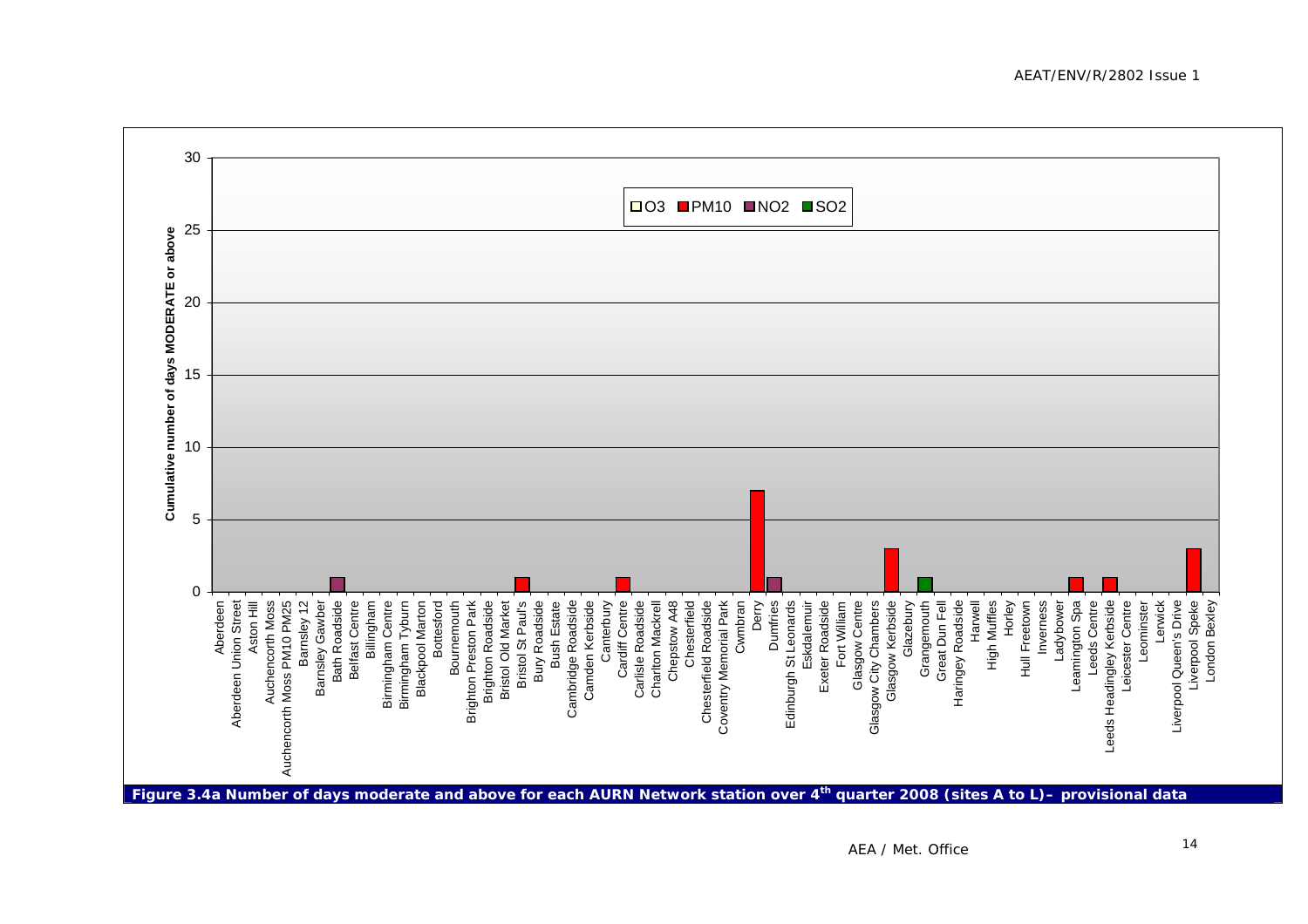**Figure 3.4a Number of days moderate and above for each AURN Network station over 4th quarter 2008 (sites A to L)– provisional data**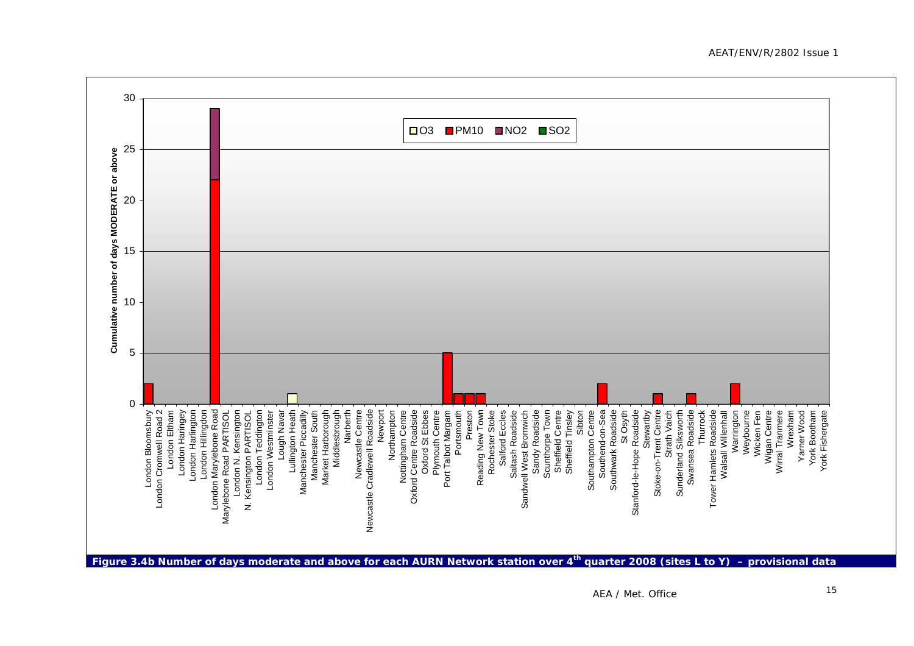Figure 3.4b Number of days moderate and above for each AURN Network station over 4th quarter 2008 (sites L to Y) – provisional data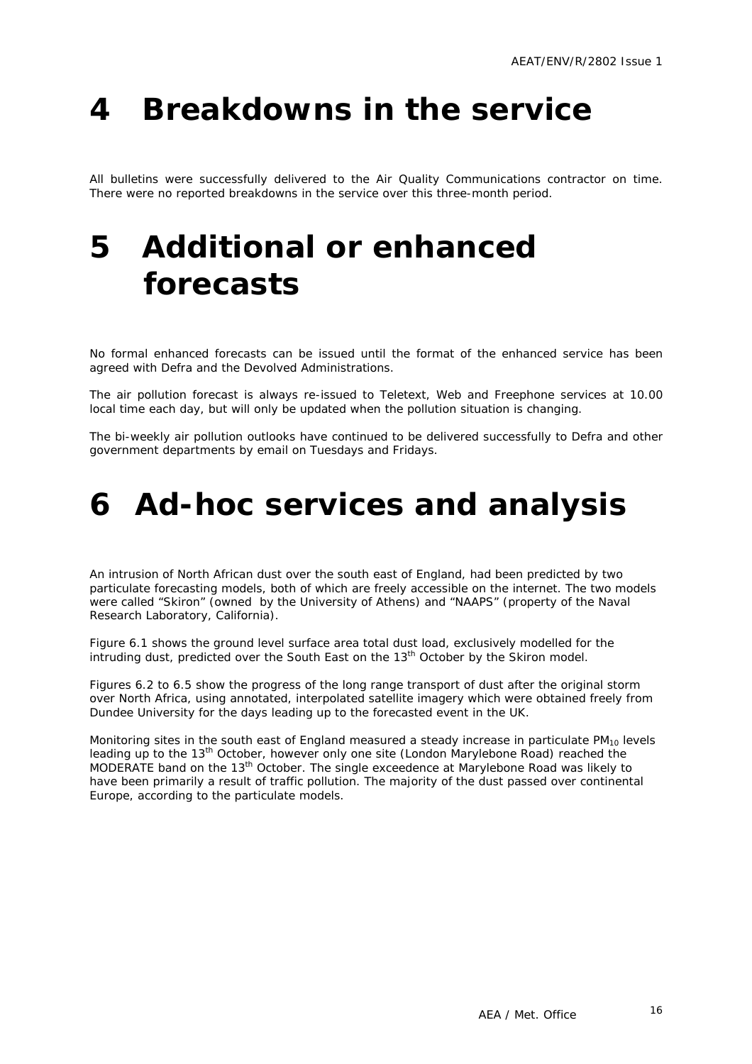# 4 Breakdowns in the service

All bulletins were successfully delivered to the Air Quality Communications contractor on time. There were no reported breakdowns in the service over this three-month period.

# 5 Additional or enhanced forecasts

No formal enhanced forecasts can be issued until the format of the enhanced service has been agreed with Defra and the Devolved Administrations.

The air pollution forecast is always re-issued to Teletext, Web and Freephone services at 10.00 local time each day, but will only be updated when the pollution situation is changing.

The bi-weekly air pollution outlooks have continued to be delivered successfully to Defra and other government departments by email on Tuesdays and Fridays.

# 6 Ad-hoc services and analysis

An intrusion of North African dust over the south east of England, had been predicted by two particulate forecasting models, both of which are freely accessible on the internet. The two models were called "Skiron" (owned by the University of Athens) and "NAAPS" (property of the Naval Research Laboratory, California).

Figure 6.1 shows the ground level surface area total dust load, exclusively modelled for the intruding dust, predicted over the South East on the 13th October by the Skiron model.

Figures 6.2 to 6.5 show the progress of the long range transport of dust after the original storm over North Africa, using annotated, interpolated satellite imagery which were obtained freely from Dundee University for the days leading up to the forecasted event in the UK.

Monitoring sites in the south east of England measured a steady increase in particulate $PM_{10}$ levels leading up to the 13th October, however only one site (London Marylebone Road) reached the MODERATE band on the 13th October. The single exceedence at Marylebone Road was likely to have been primarily a result of traffic pollution. The majority of the dust passed over continental Europe, according to the particulate models.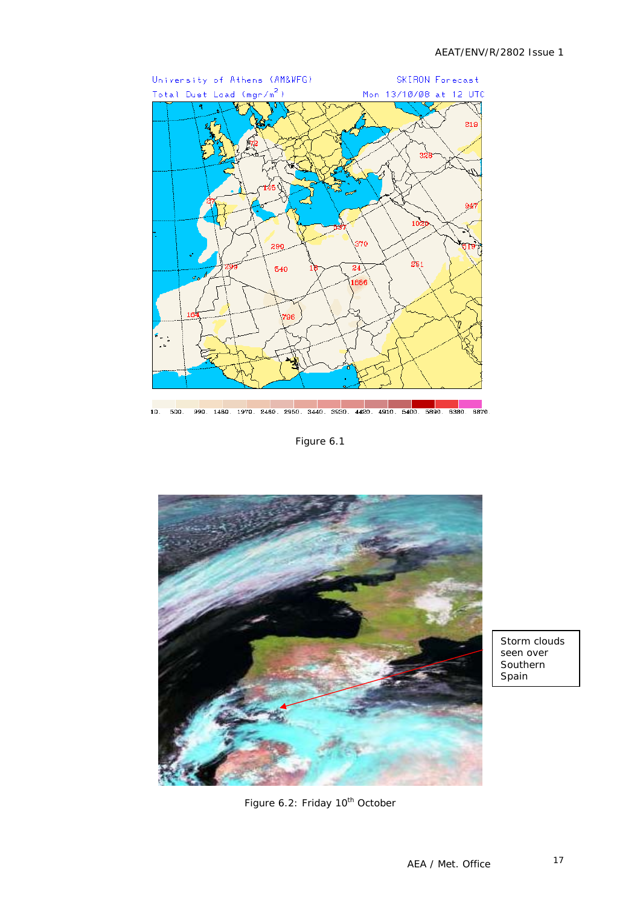Figure 6.1

Storm clouds seen over Southern Spain

Figure 6.2: Friday 10th October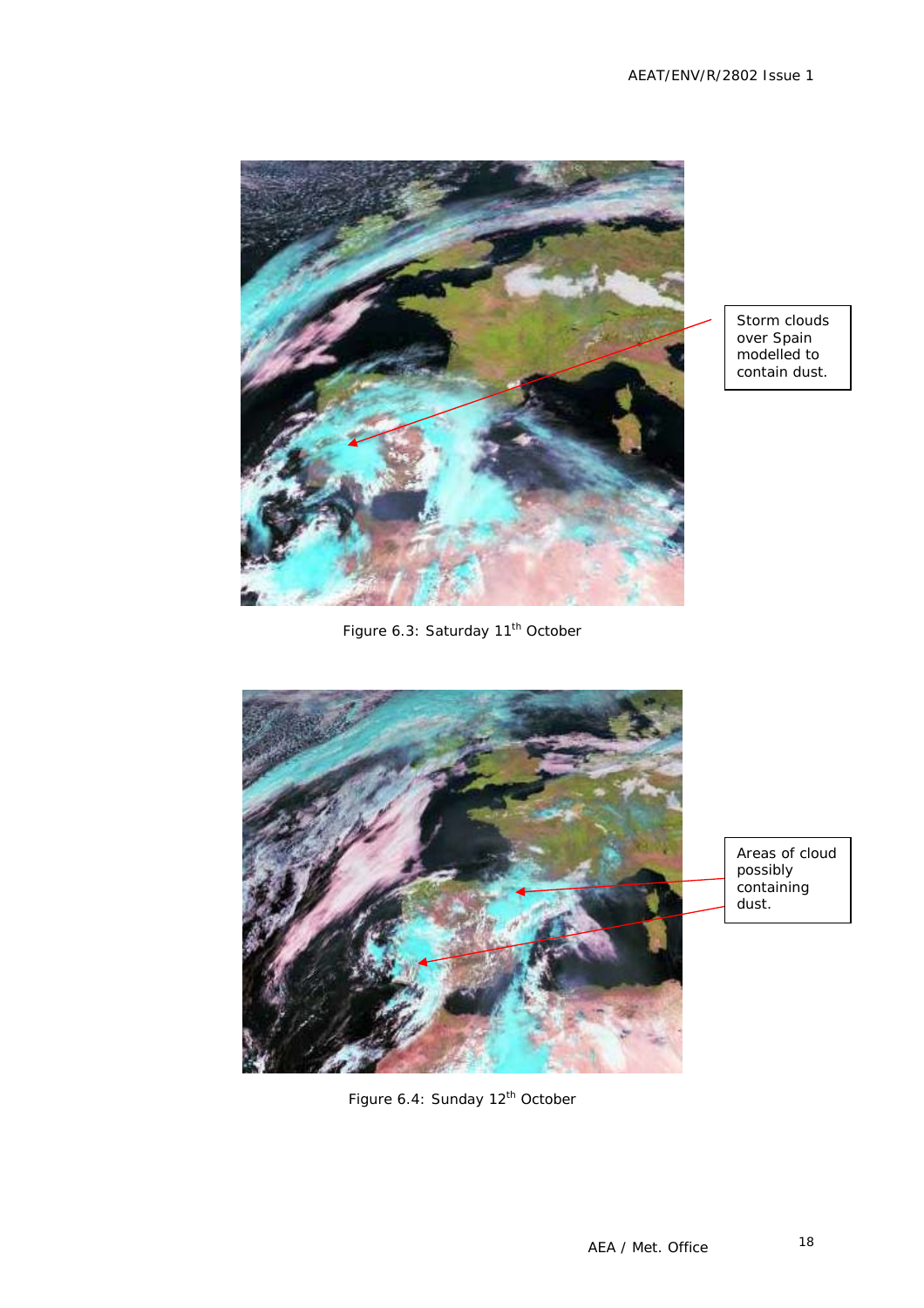Storm clouds over Spain modelled to contain dust.

Figure 6.3: Saturday 11th October

Areas of cloud possibly containing dust.

Figure 6.4: Sunday 12th October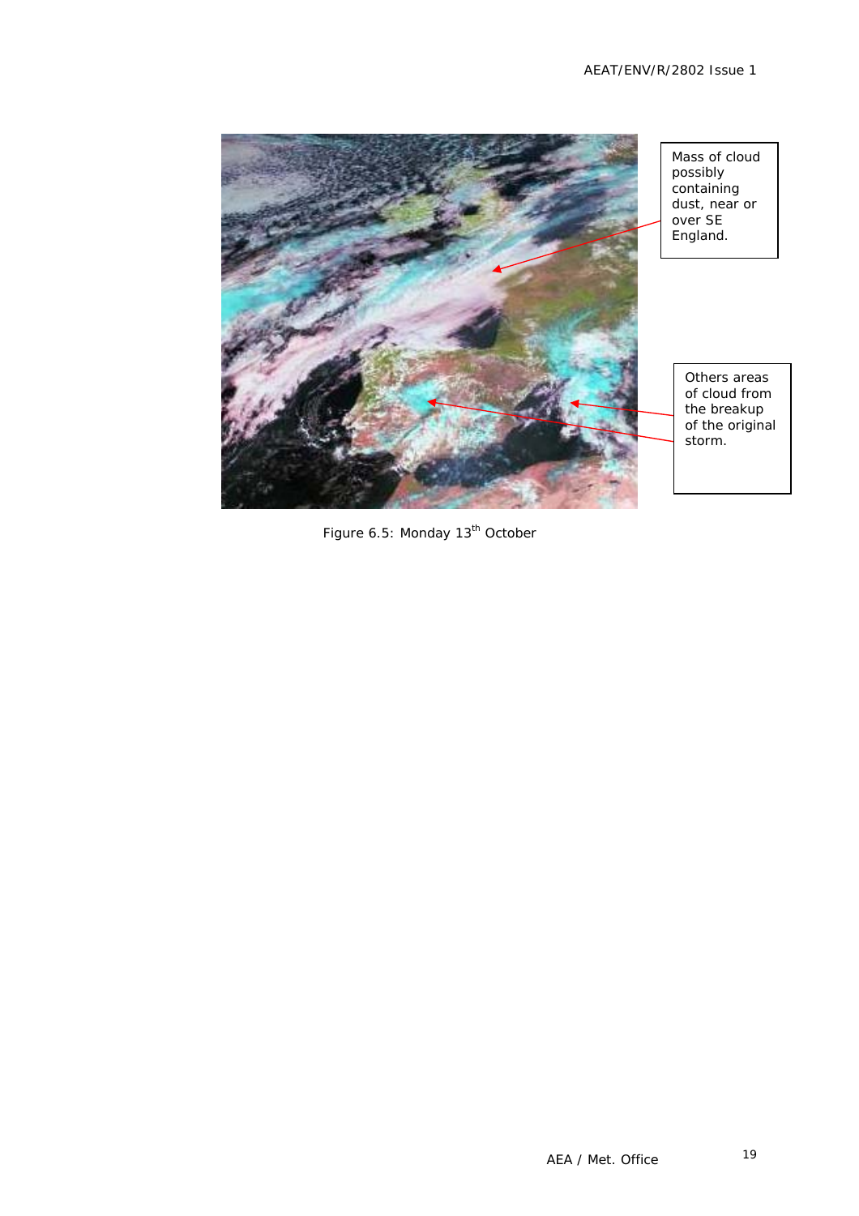Mass of cloud possibly containing dust, near or over SE England.

Others areas of cloud from the breakup of the original storm.

Figure 6.5: Monday 13th October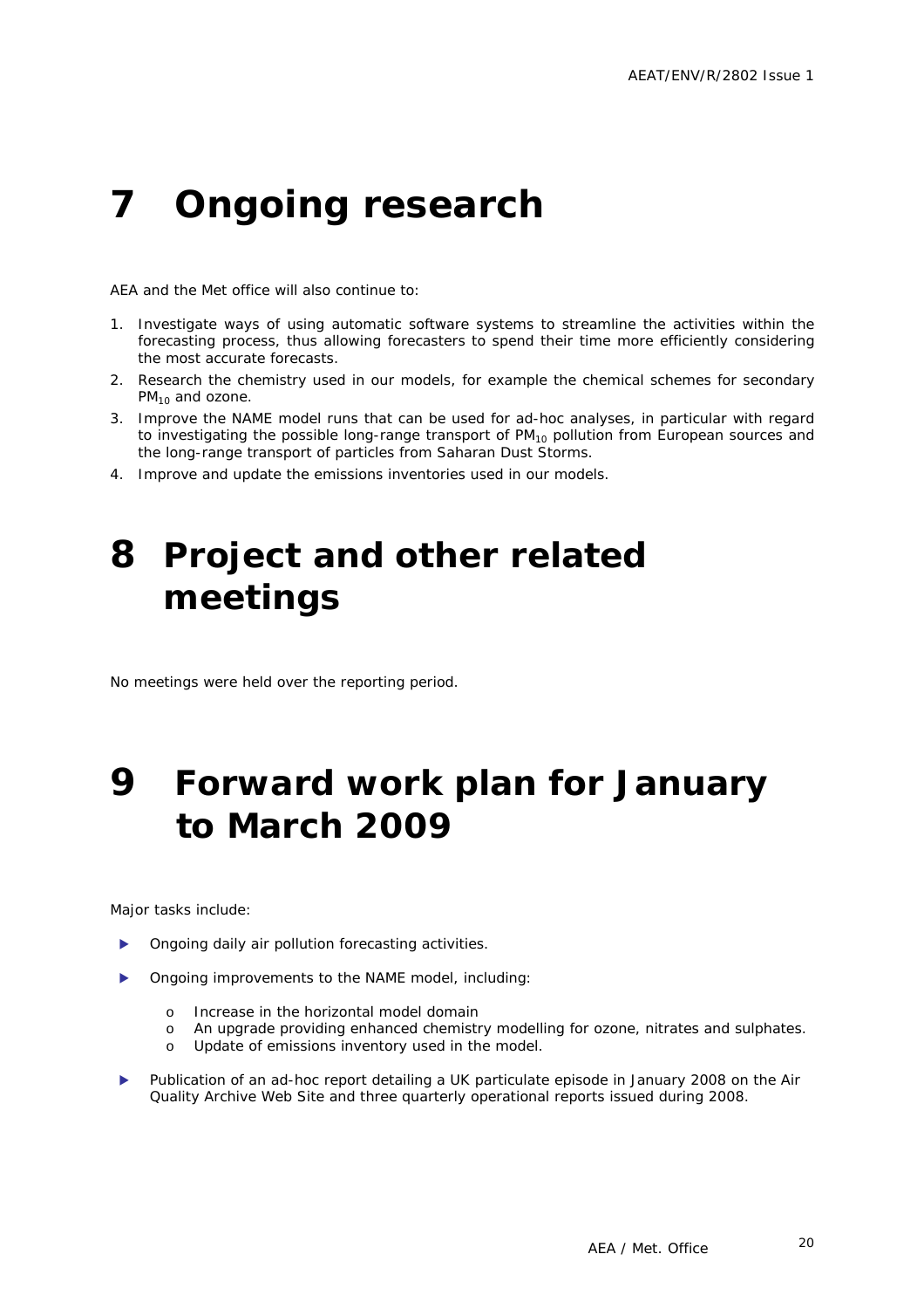# 7 Ongoing research

AEA and the Met office will also continue to:

1. Investigate ways of using automatic software systems to streamline the activities within the forecasting process, thus allowing forecasters to spend their time more efficiently considering the most accurate forecasts.
2. Research the chemistry used in our models, for example the chemical schemes for secondary $PM_{10}$ and ozone.
3. Improve the NAME model runs that can be used for ad-hoc analyses, in particular with regard to investigating the possible long-range transport of $PM_{10}$ pollution from European sources and the long-range transport of particles from Saharan Dust Storms.
4. Improve and update the emissions inventories used in our models.

# 8 Project and other related meetings

No meetings were held over the reporting period.

# 9 Forward work plan for January to March 2009

Major tasks include:

- Ongoing daily air pollution forecasting activities.
- Ongoing improvements to the NAME model, including:
  - Increase in the horizontal model domain
  - An upgrade providing enhanced chemistry modelling for ozone, nitrates and sulphates.
  - Update of emissions inventory used in the model.
- Publication of an ad-hoc report detailing a UK particulate episode in January 2008 on the Air Quality Archive Web Site and three quarterly operational reports issued during 2008.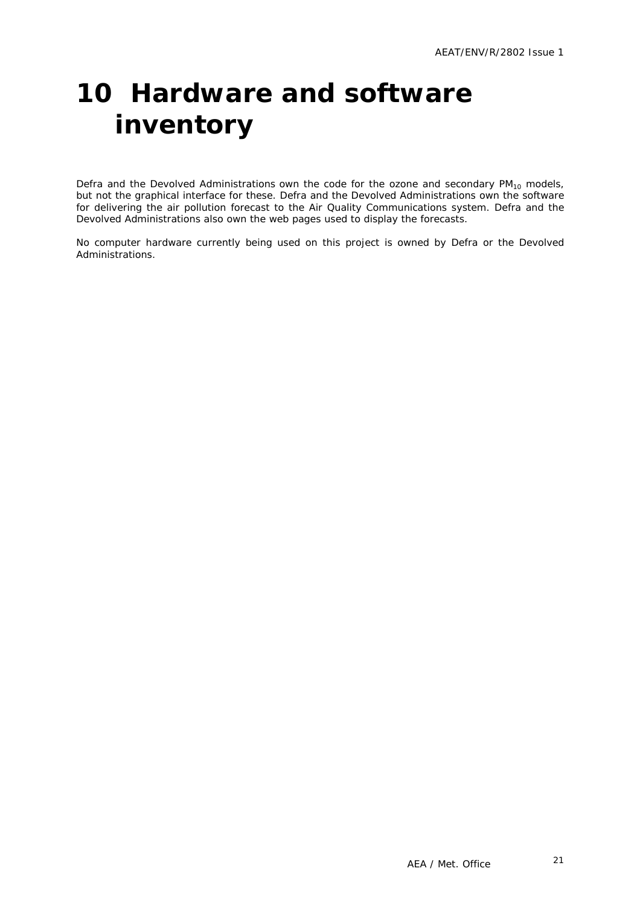# 10 Hardware and software inventory

Defra and the Devolved Administrations own the code for the ozone and secondary $PM_{10}$ models, but not the graphical interface for these. Defra and the Devolved Administrations own the software for delivering the air pollution forecast to the Air Quality Communications system. Defra and the Devolved Administrations also own the web pages used to display the forecasts.

No computer hardware currently being used on this project is owned by Defra or the Devolved Administrations.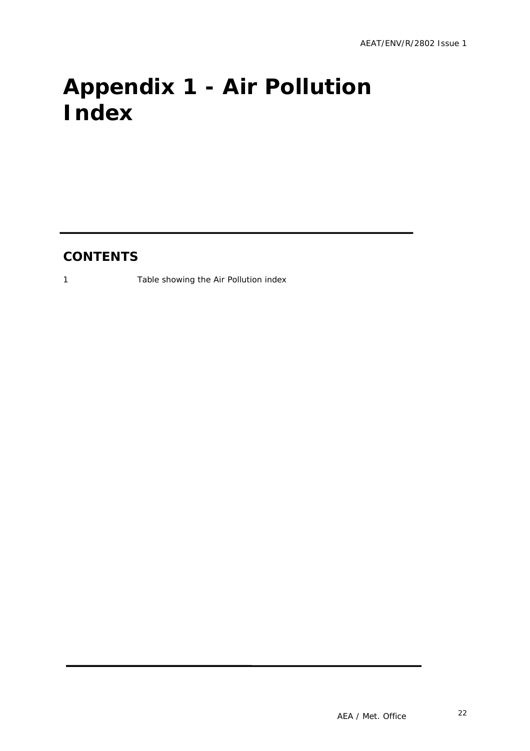# Appendix 1 - Air Pollution Index

## CONTENTS

1 Table showing the Air Pollution index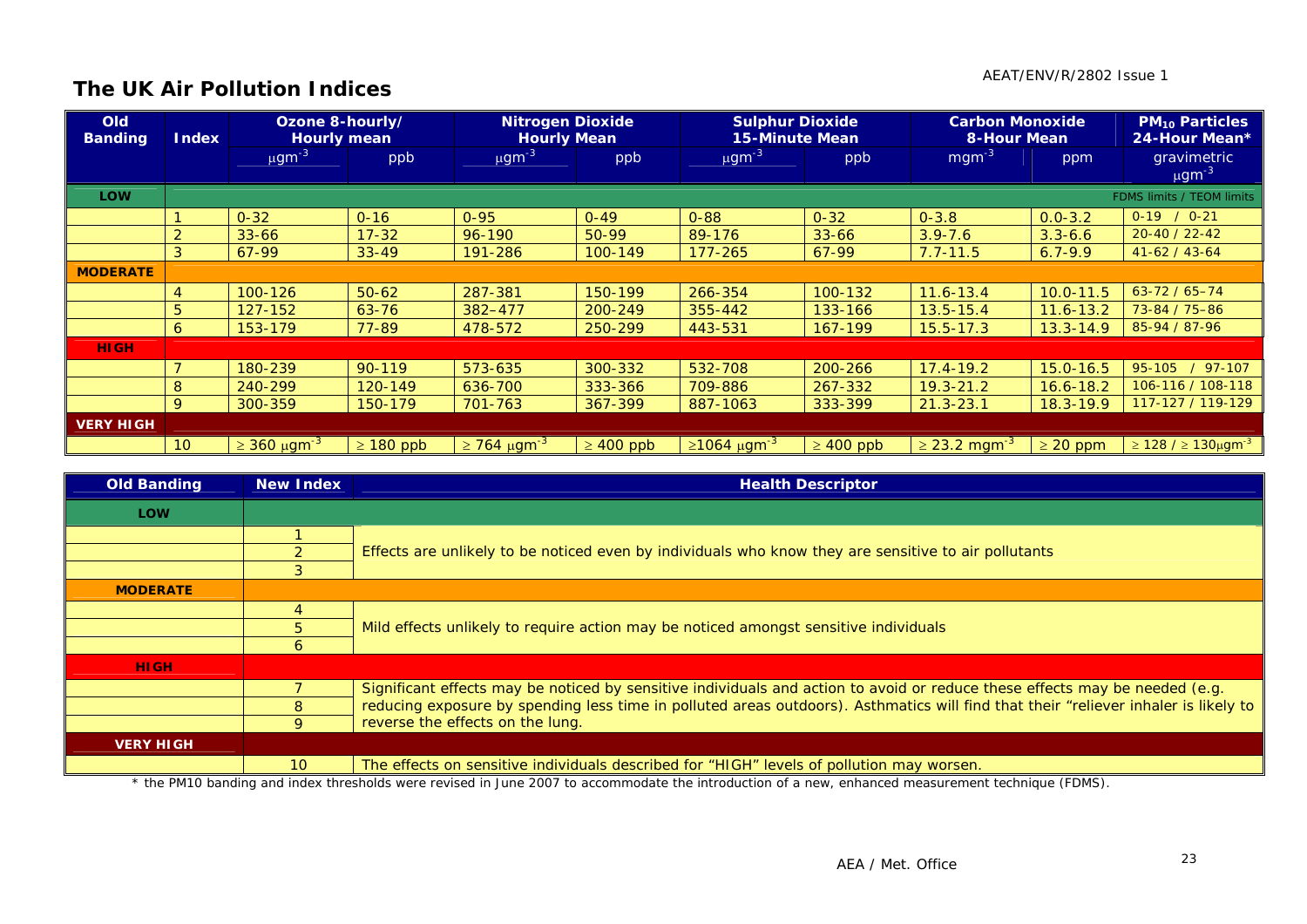## The UK Air Pollution Indices

| Old Banding | Index | Ozone 8-hourly/ Hourly mean | | Nitrogen Dioxide Hourly Mean | | Sulphur Dioxide 15-Minute Mean | | Carbon Monoxide 8-Hour Mean | | $PM_{10}$ Particles 24-Hour Mean* |
|---|---|---|---|---|---|---|---|---|---|---|
| | | $\mu gm^{-3}$ | ppb | $\mu gm^{-3}$ | ppb | $\mu gm^{-3}$ | ppb | $mgm^{-3}$ | ppm | gravimetric $\mu gm^{-3}$ |
| **LOW** | | | | | | | | | | FDMS limits / TEOM limits |
| | 1 | 0-32 | 0-16 | 0-95 | 0-49 | 0-88 | 0-32 | 0-3.8 | 0.0-3.2 | 0-19 / 0-21 |
| | 2 | 33-66 | 17-32 | 96-190 | 50-99 | 89-176 | 33-66 | 3.9-7.6 | 3.3-6.6 | 20-40 / 22-42 |
| | 3 | 67-99 | 33-49 | 191-286 | 100-149 | 177-265 | 67-99 | 7.7-11.5 | 6.7-9.9 | 41-62 / 43-64 |
| **MODERATE** | | | | | | | | | | |
| | 4 | 100-126 | 50-62 | 287-381 | 150-199 | 266-354 | 100-132 | 11.6-13.4 | 10.0-11.5 | 63-72 / 65–74 |
| | 5 | 127-152 | 63-76 | 382–477 | 200-249 | 355-442 | 133-166 | 13.5-15.4 | 11.6-13.2 | 73-84 / 75–86 |
| | 6 | 153-179 | 77-89 | 478-572 | 250-299 | 443-531 | 167-199 | 15.5-17.3 | 13.3-14.9 | 85-94 / 87-96 |
| **HIGH** | | | | | | | | | | |
| | 7 | 180-239 | 90-119 | 573-635 | 300-332 | 532-708 | 200-266 | 17.4-19.2 | 15.0-16.5 | 95-105 / 97-107 |
| | 8 | 240-299 | 120-149 | 636-700 | 333-366 | 709-886 | 267-332 | 19.3-21.2 | 16.6-18.2 | 106-116 / 108-118 |
| | 9 | 300-359 | 150-179 | 701-763 | 367-399 | 887-1063 | 333-399 | 21.3-23.1 | 18.3-19.9 | 117-127 / 119-129 |
| **VERY HIGH** | | | | | | | | | | |
| | 10 | $\geq$ 360 $\mu gm^{-3}$ | $\geq$ 180 ppb | $\geq$ 764 $\mu gm^{-3}$ | $\geq$ 400 ppb | $\geq$1064 $\mu gm^{-3}$ | $\geq$ 400 ppb | $\geq$ 23.2 $mgm^{-3}$ | $\geq$ 20 ppm | $\geq$ 128 / $\geq$ 130$\mu gm^{-3}$ |

| Old Banding | New Index | Health Descriptor |
|---|---|---|
| **LOW** | | |
| | 1 | Effects are unlikely to be noticed even by individuals who know they are sensitive to air pollutants |
| | 2 | |
| | 3 | |
| **MODERATE** | | |
| | 4 | Mild effects unlikely to require action may be noticed amongst sensitive individuals |
| | 5 | |
| | 6 | |
| **HIGH** | | |
| | 7 | Significant effects may be noticed by sensitive individuals and action to avoid or reduce these effects may be needed (e.g. reducing exposure by spending less time in polluted areas outdoors). Asthmatics will find that their "reliever inhaler is likely to reverse the effects on the lung. |
| | 8 | |
| | 9 | |
| **VERY HIGH** | | |
| | 10 | The effects on sensitive individuals described for "HIGH" levels of pollution may worsen. |

* the PM10 banding and index thresholds were revised in June 2007 to accommodate the introduction of a new, enhanced measurement technique (FDMS).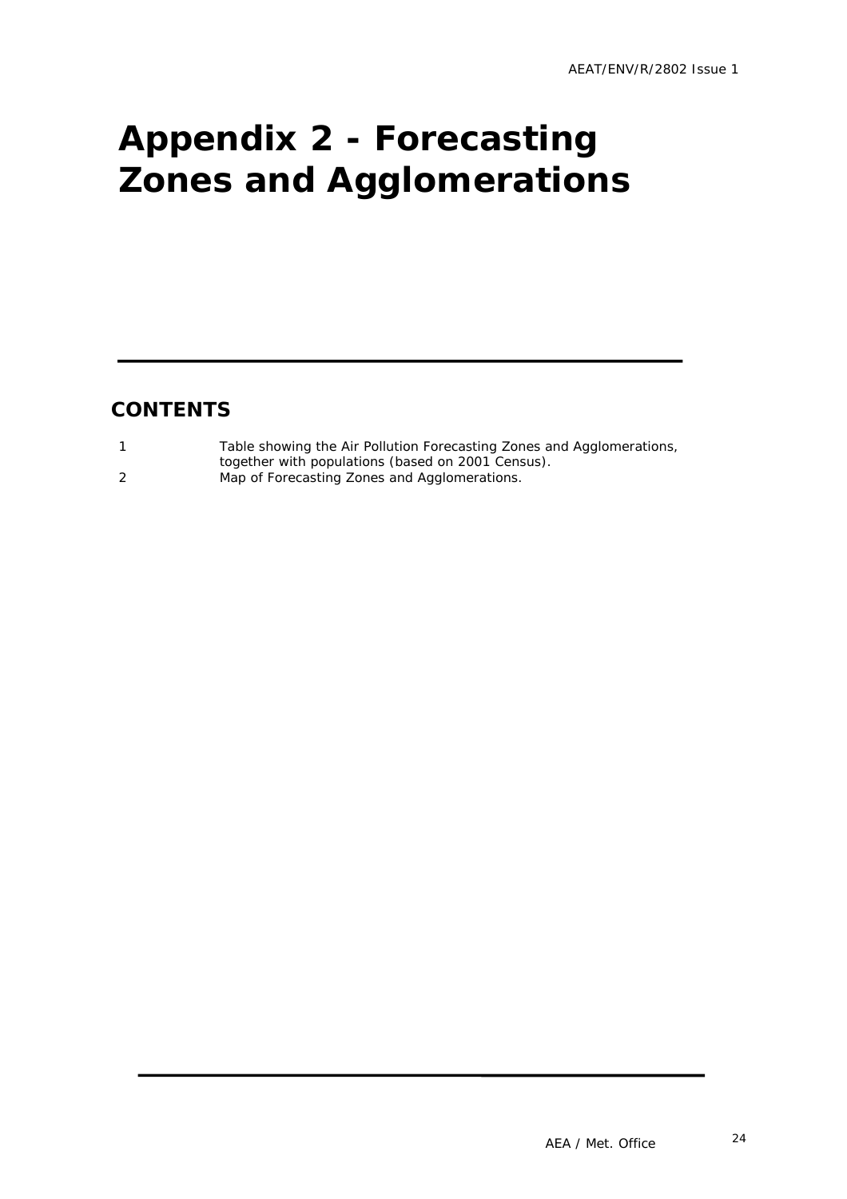# Appendix 2 - Forecasting Zones and Agglomerations

## CONTENTS

1 Table showing the Air Pollution Forecasting Zones and Agglomerations, together with populations (based on 2001 Census).

2 Map of Forecasting Zones and Agglomerations.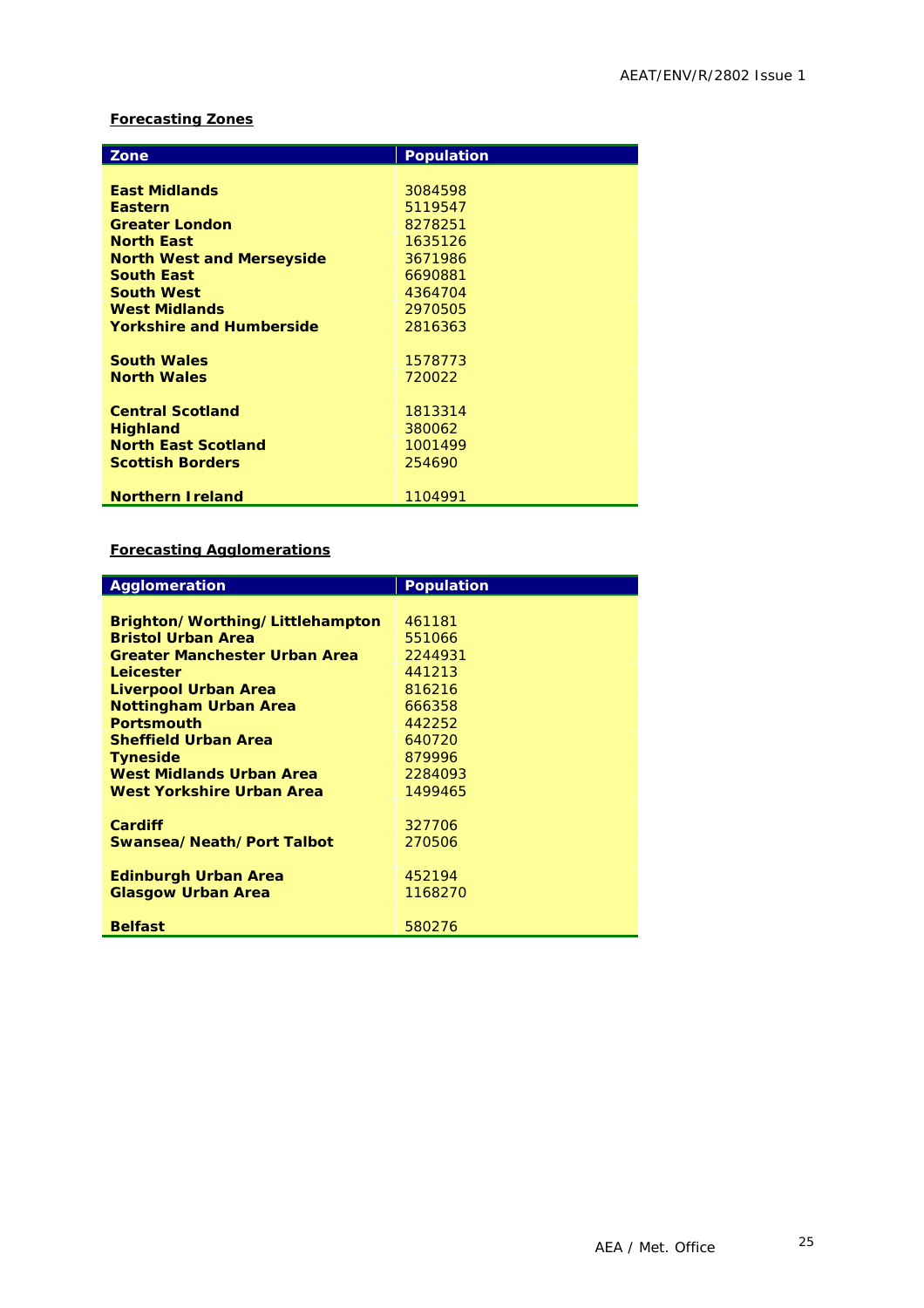**Forecasting Zones**

| Zone | Population |
|---|---|
| **East Midlands** | 3084598 |
| **Eastern** | 5119547 |
| **Greater London** | 8278251 |
| **North East** | 1635126 |
| **North West and Merseyside** | 3671986 |
| **South East** | 6690881 |
| **South West** | 4364704 |
| **West Midlands** | 2970505 |
| **Yorkshire and Humberside** | 2816363 |
| | |
| **South Wales** | 1578773 |
| **North Wales** | 720022 |
| | |
| **Central Scotland** | 1813314 |
| **Highland** | 380062 |
| **North East Scotland** | 1001499 |
| **Scottish Borders** | 254690 |
| | |
| **Northern Ireland** | 1104991 |

**Forecasting Agglomerations**

| Agglomeration | Population |
|---|---|
| **Brighton/Worthing/Littlehampton** | 461181 |
| **Bristol Urban Area** | 551066 |
| **Greater Manchester Urban Area** | 2244931 |
| **Leicester** | 441213 |
| **Liverpool Urban Area** | 816216 |
| **Nottingham Urban Area** | 666358 |
| **Portsmouth** | 442252 |
| **Sheffield Urban Area** | 640720 |
| **Tyneside** | 879996 |
| **West Midlands Urban Area** | 2284093 |
| **West Yorkshire Urban Area** | 1499465 |
| | |
| **Cardiff** | 327706 |
| **Swansea/Neath/Port Talbot** | 270506 |
| | |
| **Edinburgh Urban Area** | 452194 |
| **Glasgow Urban Area** | 1168270 |
| | |
| **Belfast** | 580276 |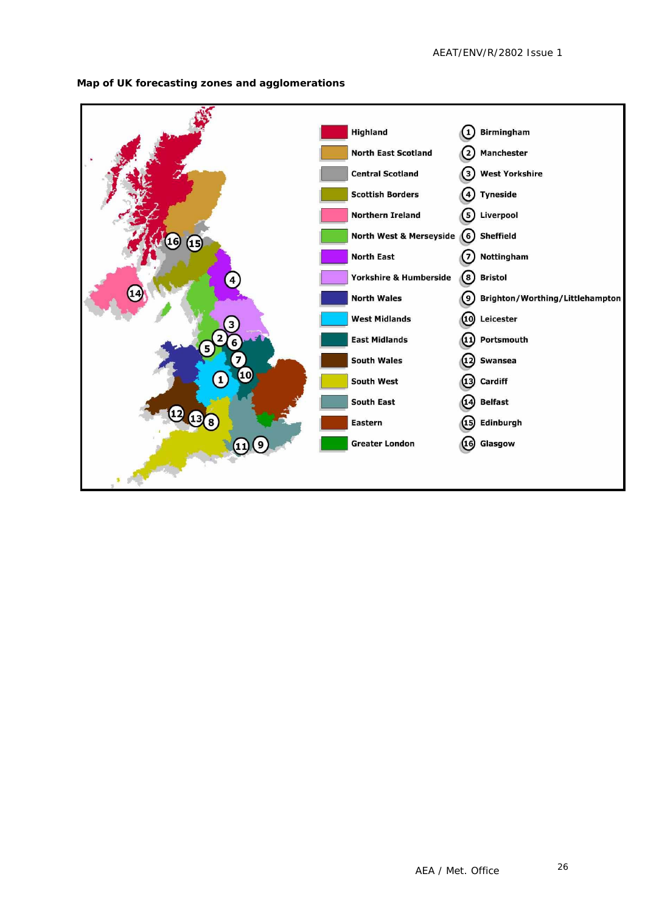**Map of UK forecasting zones and agglomerations**

| Zone | Agglomeration |
|---|---|
| Highland | (1) Birmingham |
| North East Scotland | (2) Manchester |
| Central Scotland | (3) West Yorkshire |
| Scottish Borders | (4) Tyneside |
| Northern Ireland | (5) Liverpool |
| North West & Merseyside | (6) Sheffield |
| North East | (7) Nottingham |
| Yorkshire & Humberside | (8) Bristol |
| North Wales | (9) Brighton/Worthing/Littlehampton |
| West Midlands | (10) Leicester |
| East Midlands | (11) Portsmouth |
| South Wales | (12) Swansea |
| South West | (13) Cardiff |
| South East | (14) Belfast |
| Eastern | (15) Edinburgh |
| Greater London | (16) Glasgow |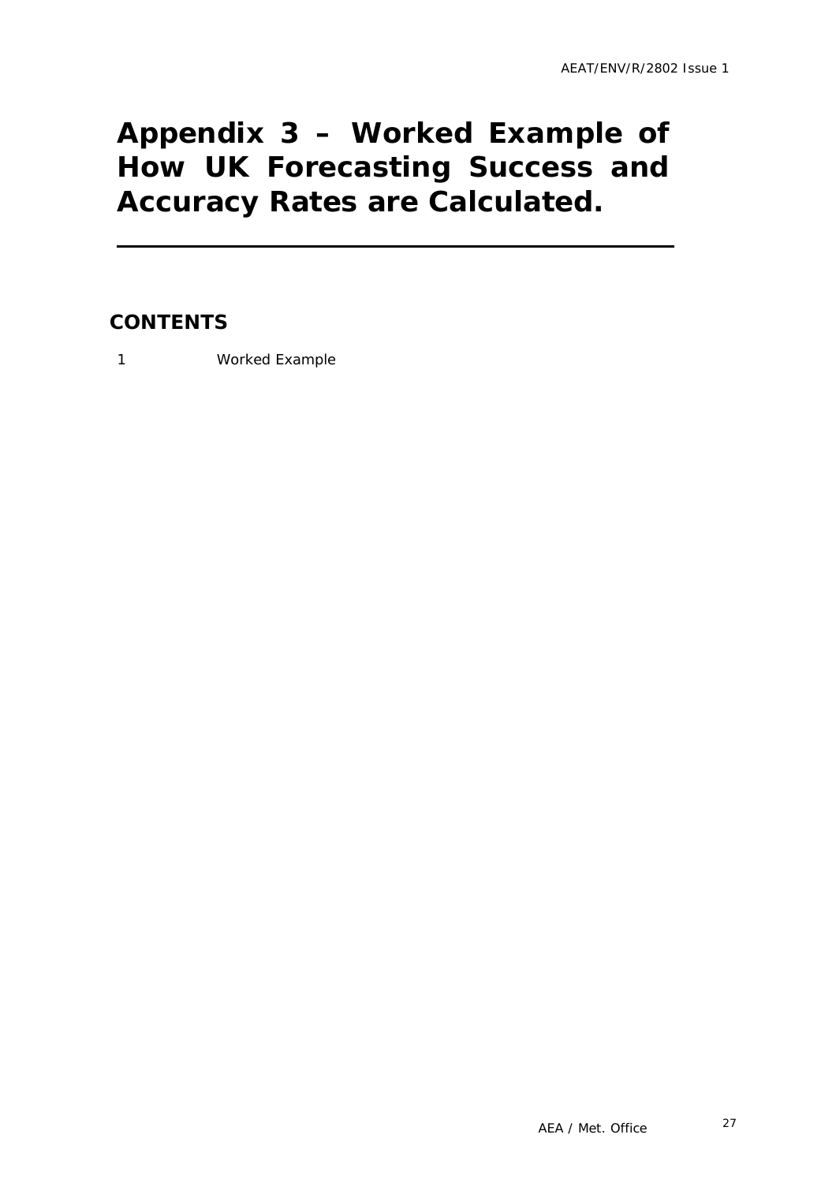# Appendix 3 – Worked Example of How UK Forecasting Success and Accuracy Rates are Calculated.

## CONTENTS

1 Worked Example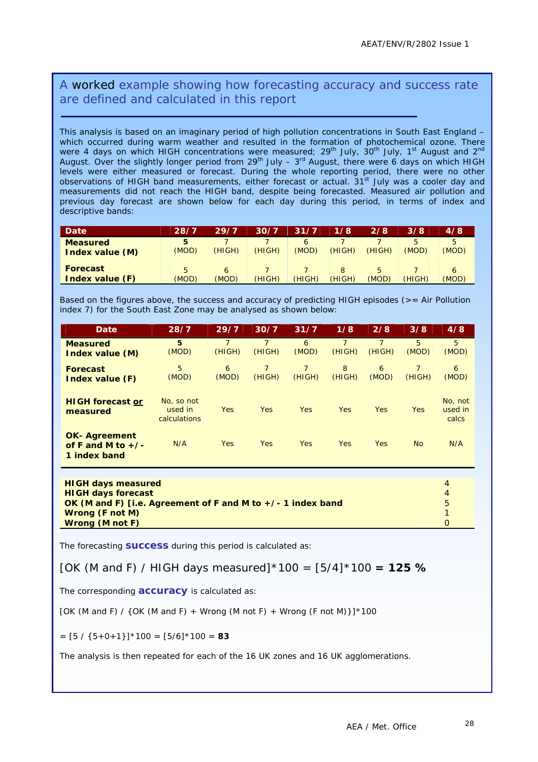## A worked example showing how forecasting accuracy and success rate are defined and calculated in this report

This analysis is based on an imaginary period of high pollution concentrations in South East England – which occurred during warm weather and resulted in the formation of photochemical ozone. There were 4 days on which HIGH concentrations were measured; 29th July, 30th July, 1st August and 2nd August. Over the slightly longer period from 29th July – 3rd August, there were 6 days on which HIGH levels were either measured or forecast. During the whole reporting period, there were no other observations of HIGH band measurements, either forecast or actual. 31st July was a cooler day and measurements did not reach the HIGH band, despite being forecasted. Measured air pollution and previous day forecast are shown below for each day during this period, in terms of index and descriptive bands:

| Date | 28/7 | 29/7 | 30/7 | 31/7 | 1/8 | 2/8 | 3/8 | 4/8 |
|---|---|---|---|---|---|---|---|---|
| **Measured Index value (M)** | **5** (MOD) | 7 (HIGH) | 7 (HIGH) | 6 (MOD) | 7 (HIGH) | 7 (HIGH) | 5 (MOD) | 5 (MOD) |
| **Forecast Index value (F)** | 5 (MOD) | 6 (MOD) | 7 (HIGH) | 7 (HIGH) | 8 (HIGH) | 5 (MOD) | 7 (HIGH) | 6 (MOD) |

Based on the figures above, the success and accuracy of predicting HIGH episodes (>= Air Pollution index 7) for the South East Zone may be analysed as shown below:

| Date | 28/7 | 29/7 | 30/7 | 31/7 | 1/8 | 2/8 | 3/8 | 4/8 |
|---|---|---|---|---|---|---|---|---|
| **Measured Index value (M)** | **5** (MOD) | 7 (HIGH) | 7 (HIGH) | 6 (MOD) | 7 (HIGH) | 7 (HIGH) | 5 (MOD) | 5 (MOD) |
| **Forecast Index value (F)** | 5 (MOD) | 6 (MOD) | 7 (HIGH) | 7 (HIGH) | 8 (HIGH) | 6 (MOD) | 7 (HIGH) | 6 (MOD) |
| **HIGH forecast or measured** | No, so not used in calculations | Yes | Yes | Yes | Yes | Yes | Yes | No, not used in calcs |
| **OK- Agreement of F and M to +/- 1 index band** | N/A | Yes | Yes | Yes | Yes | Yes | No | N/A |

| | |
|---|---|
| **HIGH days measured** | 4 |
| **HIGH days forecast** | 4 |
| **OK (M and F) [i.e. Agreement of F and M to +/- 1 index band** | 5 |
| **Wrong (F not M)** | 1 |
| **Wrong (M not F)** | 0 |

The forecasting **success** during this period is calculated as:

[OK (M and F) / HIGH days measured]*100 = [5/4]*100 **= 125 %**

The corresponding **accuracy** is calculated as:

[OK (M and F) / {OK (M and F) + Wrong (M not F) + Wrong (F not M)}]*100

= [5 / {5+0+1}]*100 = [5/6]*100 = **83**

The analysis is then repeated for each of the 16 UK zones and 16 UK agglomerations.